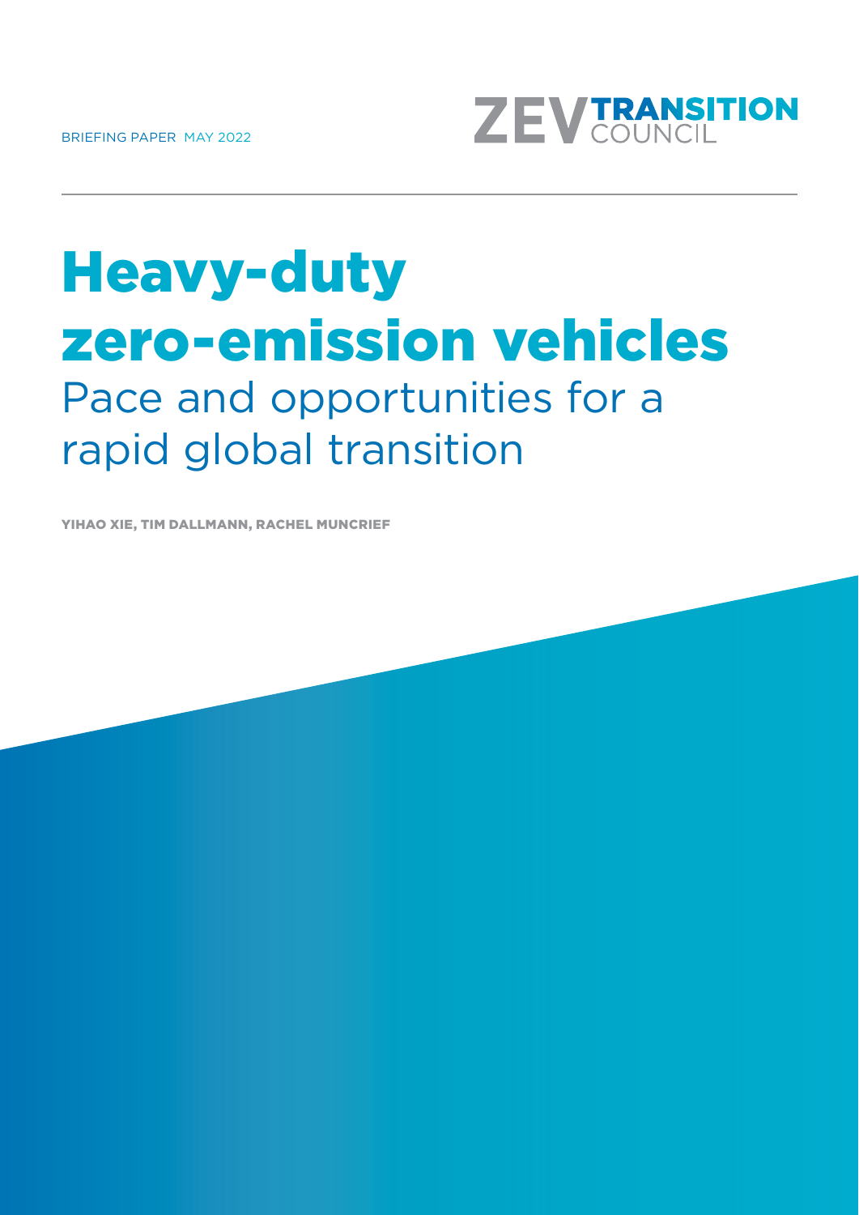BRIEFING PAPER MAY 2022

ZEV TRANSITION COUNCIL

# Heavy-duty zero-emission vehicles

## Pace and opportunities for a rapid global transition

YIHAO XIE, TIM DALLMANN, RACHEL MUNCRIEF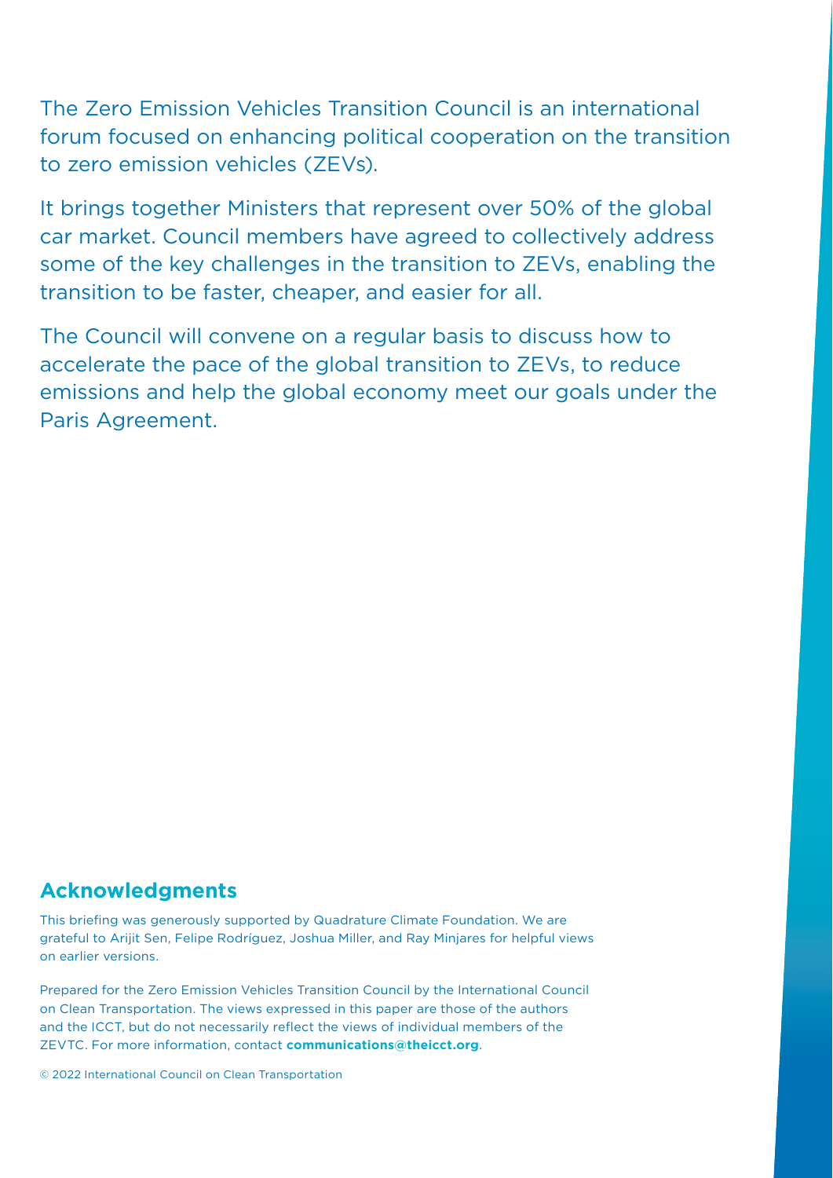The Zero Emission Vehicles Transition Council is an international forum focused on enhancing political cooperation on the transition to zero emission vehicles (ZEVs).

It brings together Ministers that represent over 50% of the global car market. Council members have agreed to collectively address some of the key challenges in the transition to ZEVs, enabling the transition to be faster, cheaper, and easier for all.

The Council will convene on a regular basis to discuss how to accelerate the pace of the global transition to ZEVs, to reduce emissions and help the global economy meet our goals under the Paris Agreement.

## Acknowledgments

This briefing was generously supported by Quadrature Climate Foundation. We are grateful to Arijit Sen, Felipe Rodríguez, Joshua Miller, and Ray Minjares for helpful views on earlier versions.

Prepared for the Zero Emission Vehicles Transition Council by the International Council on Clean Transportation. The views expressed in this paper are those of the authors and the ICCT, but do not necessarily reflect the views of individual members of the ZEVTC. For more information, contact **communications@theicct.org**.

© 2022 International Council on Clean Transportation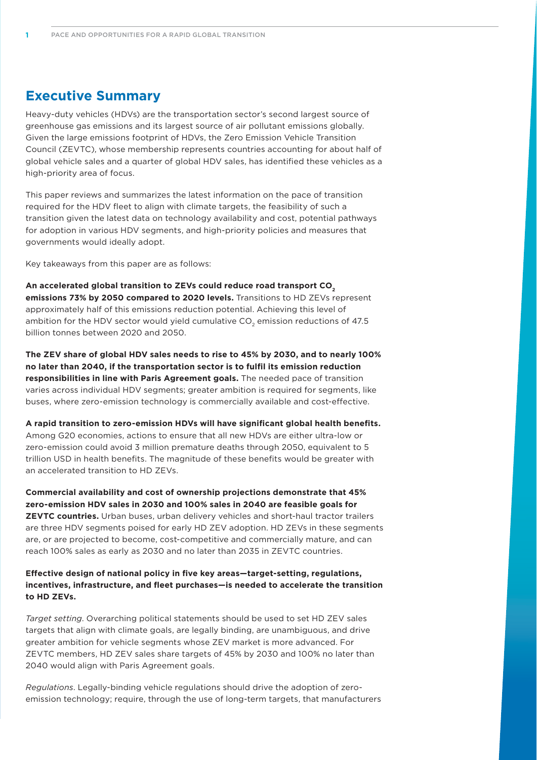## Executive Summary

Heavy-duty vehicles (HDVs) are the transportation sector's second largest source of greenhouse gas emissions and its largest source of air pollutant emissions globally. Given the large emissions footprint of HDVs, the Zero Emission Vehicle Transition Council (ZEVTC), whose membership represents countries accounting for about half of global vehicle sales and a quarter of global HDV sales, has identified these vehicles as a high-priority area of focus.

This paper reviews and summarizes the latest information on the pace of transition required for the HDV fleet to align with climate targets, the feasibility of such a transition given the latest data on technology availability and cost, potential pathways for adoption in various HDV segments, and high-priority policies and measures that governments would ideally adopt.

Key takeaways from this paper are as follows:

**An accelerated global transition to ZEVs could reduce road transport $CO_2$ emissions 73% by 2050 compared to 2020 levels.** Transitions to HD ZEVs represent approximately half of this emissions reduction potential. Achieving this level of ambition for the HDV sector would yield cumulative $CO_2$ emission reductions of 47.5 billion tonnes between 2020 and 2050.

**The ZEV share of global HDV sales needs to rise to 45% by 2030, and to nearly 100% no later than 2040, if the transportation sector is to fulfil its emission reduction responsibilities in line with Paris Agreement goals.** The needed pace of transition varies across individual HDV segments; greater ambition is required for segments, like buses, where zero-emission technology is commercially available and cost-effective.

**A rapid transition to zero-emission HDVs will have significant global health benefits.** Among G20 economies, actions to ensure that all new HDVs are either ultra-low or zero-emission could avoid 3 million premature deaths through 2050, equivalent to 5 trillion USD in health benefits. The magnitude of these benefits would be greater with an accelerated transition to HD ZEVs.

**Commercial availability and cost of ownership projections demonstrate that 45% zero-emission HDV sales in 2030 and 100% sales in 2040 are feasible goals for ZEVTC countries.** Urban buses, urban delivery vehicles and short-haul tractor trailers are three HDV segments poised for early HD ZEV adoption. HD ZEVs in these segments are, or are projected to become, cost-competitive and commercially mature, and can reach 100% sales as early as 2030 and no later than 2035 in ZEVTC countries.

**Effective design of national policy in five key areas—target-setting, regulations, incentives, infrastructure, and fleet purchases—is needed to accelerate the transition to HD ZEVs.**

*Target setting*. Overarching political statements should be used to set HD ZEV sales targets that align with climate goals, are legally binding, are unambiguous, and drive greater ambition for vehicle segments whose ZEV market is more advanced. For ZEVTC members, HD ZEV sales share targets of 45% by 2030 and 100% no later than 2040 would align with Paris Agreement goals.

*Regulations*. Legally-binding vehicle regulations should drive the adoption of zero-emission technology; require, through the use of long-term targets, that manufacturers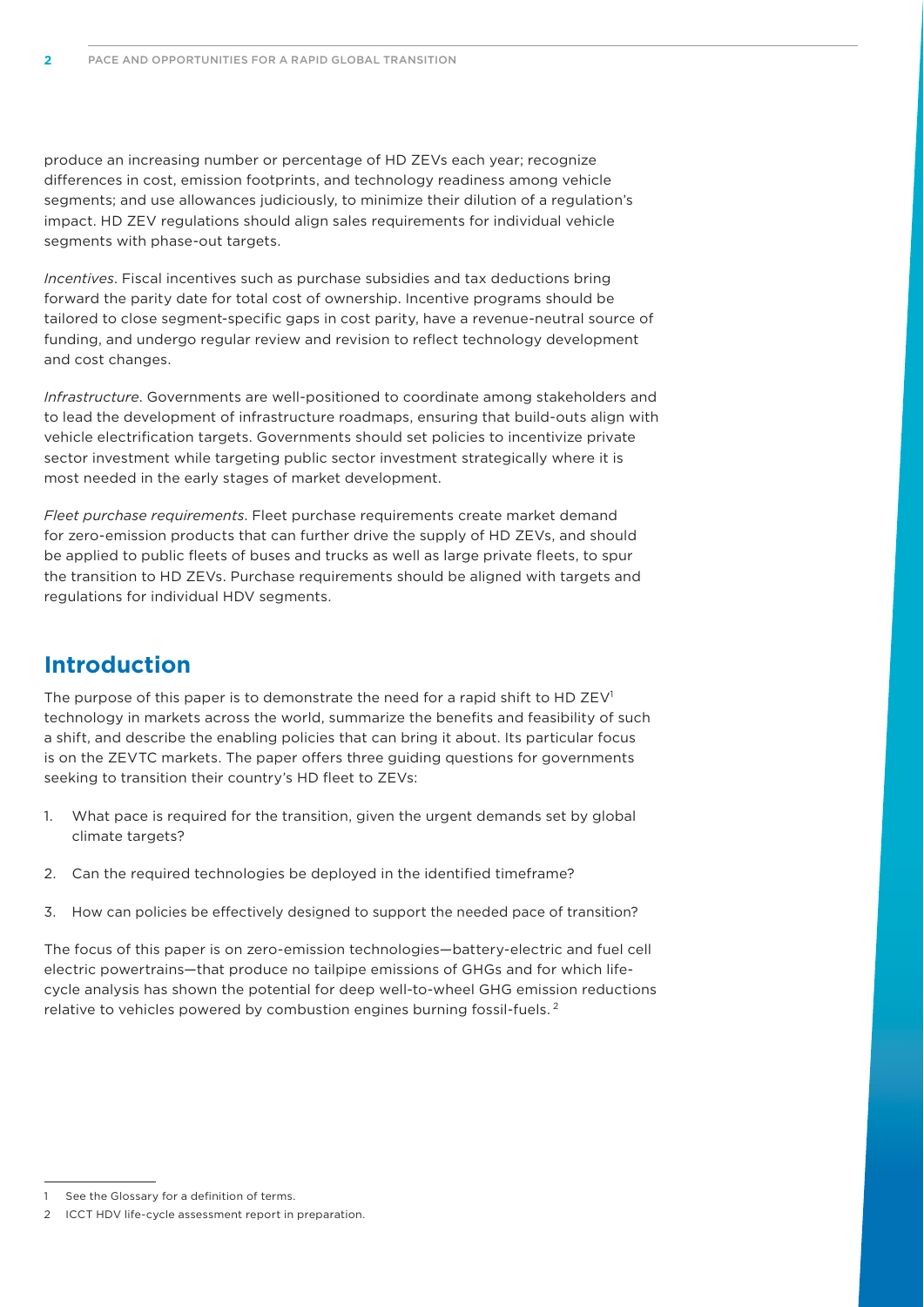produce an increasing number or percentage of HD ZEVs each year; recognize differences in cost, emission footprints, and technology readiness among vehicle segments; and use allowances judiciously, to minimize their dilution of a regulation's impact. HD ZEV regulations should align sales requirements for individual vehicle segments with phase-out targets.

*Incentives*. Fiscal incentives such as purchase subsidies and tax deductions bring forward the parity date for total cost of ownership. Incentive programs should be tailored to close segment-specific gaps in cost parity, have a revenue-neutral source of funding, and undergo regular review and revision to reflect technology development and cost changes.

*Infrastructure*. Governments are well-positioned to coordinate among stakeholders and to lead the development of infrastructure roadmaps, ensuring that build-outs align with vehicle electrification targets. Governments should set policies to incentivize private sector investment while targeting public sector investment strategically where it is most needed in the early stages of market development.

*Fleet purchase requirements*. Fleet purchase requirements create market demand for zero-emission products that can further drive the supply of HD ZEVs, and should be applied to public fleets of buses and trucks as well as large private fleets, to spur the transition to HD ZEVs. Purchase requirements should be aligned with targets and regulations for individual HDV segments.

## Introduction

The purpose of this paper is to demonstrate the need for a rapid shift to HD ZEV[1] technology in markets across the world, summarize the benefits and feasibility of such a shift, and describe the enabling policies that can bring it about. Its particular focus is on the ZEVTC markets. The paper offers three guiding questions for governments seeking to transition their country's HD fleet to ZEVs:

1. What pace is required for the transition, given the urgent demands set by global climate targets?
2. Can the required technologies be deployed in the identified timeframe?
3. How can policies be effectively designed to support the needed pace of transition?

The focus of this paper is on zero-emission technologies—battery-electric and fuel cell electric powertrains—that produce no tailpipe emissions of GHGs and for which life-cycle analysis has shown the potential for deep well-to-wheel GHG emission reductions relative to vehicles powered by combustion engines burning fossil-fuels.[2]

---

1 See the Glossary for a definition of terms.

2 ICCT HDV life-cycle assessment report in preparation.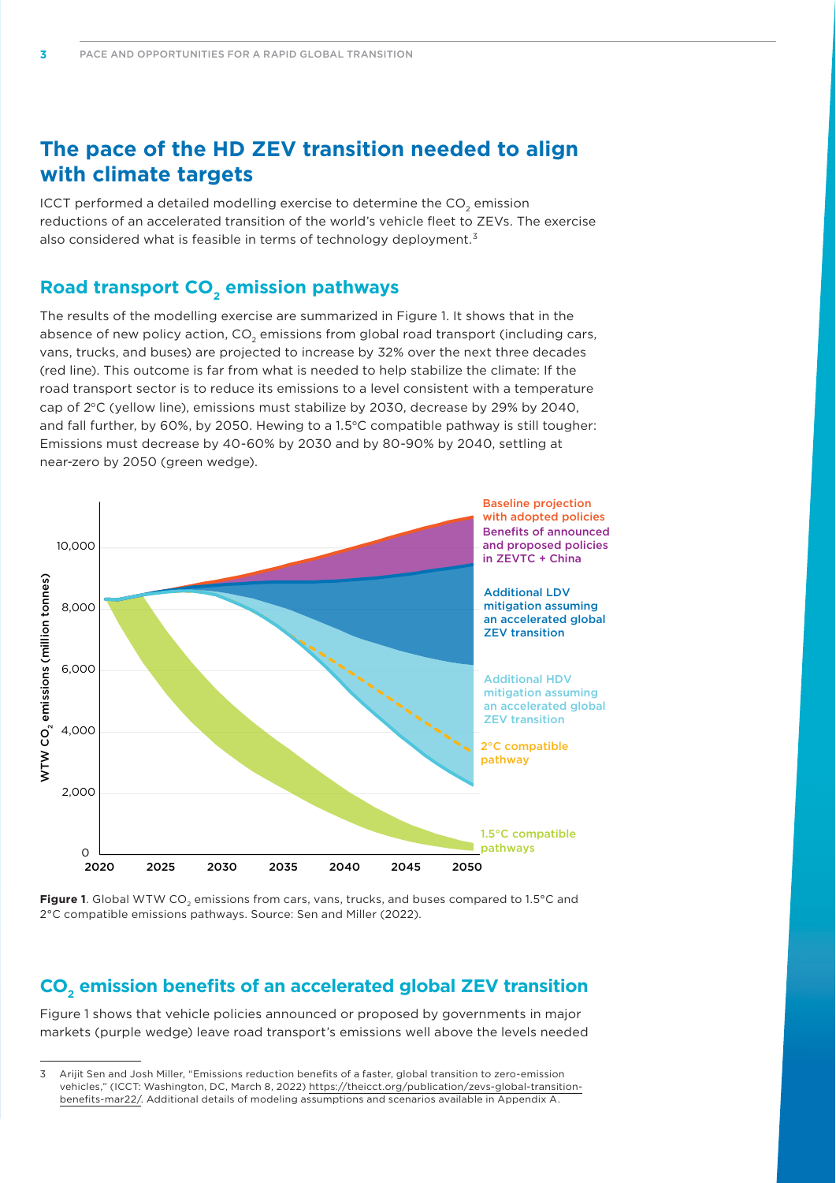## The pace of the HD ZEV transition needed to align with climate targets

ICCT performed a detailed modelling exercise to determine the $CO_2$ emission reductions of an accelerated transition of the world's vehicle fleet to ZEVs. The exercise also considered what is feasible in terms of technology deployment.[3]

### Road transport $CO_2$ emission pathways

The results of the modelling exercise are summarized in Figure 1. It shows that in the absence of new policy action, $CO_2$ emissions from global road transport (including cars, vans, trucks, and buses) are projected to increase by 32% over the next three decades (red line). This outcome is far from what is needed to help stabilize the climate: If the road transport sector is to reduce its emissions to a level consistent with a temperature cap of 2°C (yellow line), emissions must stabilize by 2030, decrease by 29% by 2040, and fall further, by 60%, by 2050. Hewing to a 1.5°C compatible pathway is still tougher: Emissions must decrease by 40-60% by 2030 and by 80-90% by 2040, settling at near-zero by 2050 (green wedge).

Baseline projection with adopted policies
Benefits of announced and proposed policies in ZEVTC + China
Additional LDV mitigation assuming an accelerated global ZEV transition
Additional HDV mitigation assuming an accelerated global ZEV transition
2°C compatible pathway
1.5°C compatible pathways
WTW $CO_2$ emissions (million tonnes)
0
2,000
4,000
6,000
8,000
10,000
2020 2025 2030 2035 2040 2045 2050

**Figure 1**. Global WTW $CO_2$ emissions from cars, vans, trucks, and buses compared to 1.5°C and 2°C compatible emissions pathways. Source: Sen and Miller (2022).

### $CO_2$ emission benefits of an accelerated global ZEV transition

Figure 1 shows that vehicle policies announced or proposed by governments in major markets (purple wedge) leave road transport's emissions well above the levels needed

---

[3] Arijit Sen and Josh Miller, "Emissions reduction benefits of a faster, global transition to zero-emission vehicles," (ICCT: Washington, DC, March 8, 2022) https://theicct.org/publication/zevs-global-transition-benefits-mar22/. Additional details of modeling assumptions and scenarios available in Appendix A.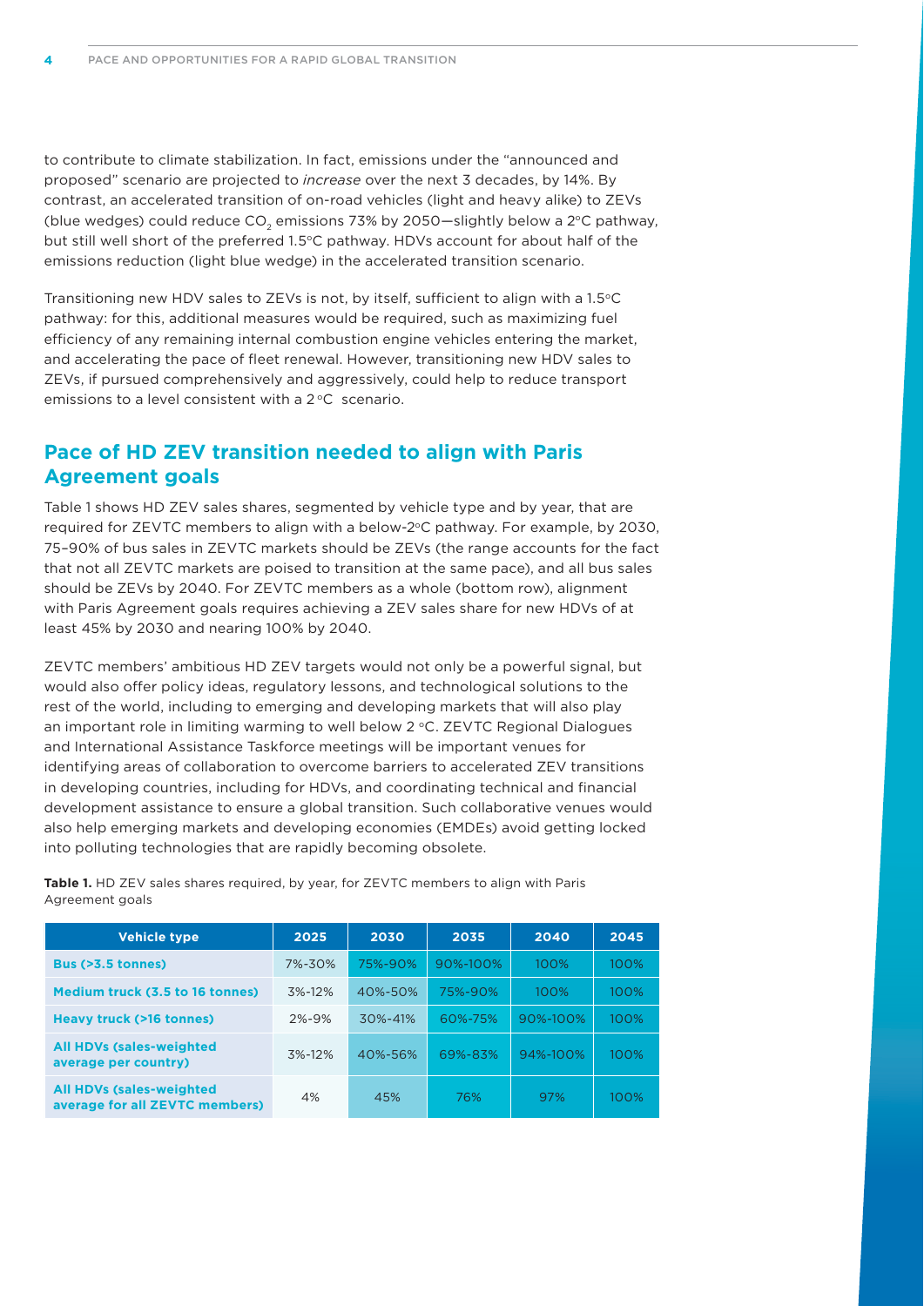to contribute to climate stabilization. In fact, emissions under the "announced and proposed" scenario are projected to *increase* over the next 3 decades, by 14%. By contrast, an accelerated transition of on-road vehicles (light and heavy alike) to ZEVs (blue wedges) could reduce $CO_2$ emissions 73% by 2050—slightly below a 2°C pathway, but still well short of the preferred 1.5°C pathway. HDVs account for about half of the emissions reduction (light blue wedge) in the accelerated transition scenario.

Transitioning new HDV sales to ZEVs is not, by itself, sufficient to align with a 1.5°C pathway: for this, additional measures would be required, such as maximizing fuel efficiency of any remaining internal combustion engine vehicles entering the market, and accelerating the pace of fleet renewal. However, transitioning new HDV sales to ZEVs, if pursued comprehensively and aggressively, could help to reduce transport emissions to a level consistent with a 2 °C scenario.

## Pace of HD ZEV transition needed to align with Paris Agreement goals

Table 1 shows HD ZEV sales shares, segmented by vehicle type and by year, that are required for ZEVTC members to align with a below-2°C pathway. For example, by 2030, 75–90% of bus sales in ZEVTC markets should be ZEVs (the range accounts for the fact that not all ZEVTC markets are poised to transition at the same pace), and all bus sales should be ZEVs by 2040. For ZEVTC members as a whole (bottom row), alignment with Paris Agreement goals requires achieving a ZEV sales share for new HDVs of at least 45% by 2030 and nearing 100% by 2040.

ZEVTC members' ambitious HD ZEV targets would not only be a powerful signal, but would also offer policy ideas, regulatory lessons, and technological solutions to the rest of the world, including to emerging and developing markets that will also play an important role in limiting warming to well below 2 °C. ZEVTC Regional Dialogues and International Assistance Taskforce meetings will be important venues for identifying areas of collaboration to overcome barriers to accelerated ZEV transitions in developing countries, including for HDVs, and coordinating technical and financial development assistance to ensure a global transition. Such collaborative venues would also help emerging markets and developing economies (EMDEs) avoid getting locked into polluting technologies that are rapidly becoming obsolete.

**Table 1.** HD ZEV sales shares required, by year, for ZEVTC members to align with Paris Agreement goals

| Vehicle type | 2025 | 2030 | 2035 | 2040 | 2045 |
|---|---|---|---|---|---|
| Bus (>3.5 tonnes) | 7%-30% | 75%-90% | 90%-100% | 100% | 100% |
| Medium truck (3.5 to 16 tonnes) | 3%-12% | 40%-50% | 75%-90% | 100% | 100% |
| Heavy truck (>16 tonnes) | 2%-9% | 30%-41% | 60%-75% | 90%-100% | 100% |
| All HDVs (sales-weighted average per country) | 3%-12% | 40%-56% | 69%-83% | 94%-100% | 100% |
| All HDVs (sales-weighted average for all ZEVTC members) | 4% | 45% | 76% | 97% | 100% |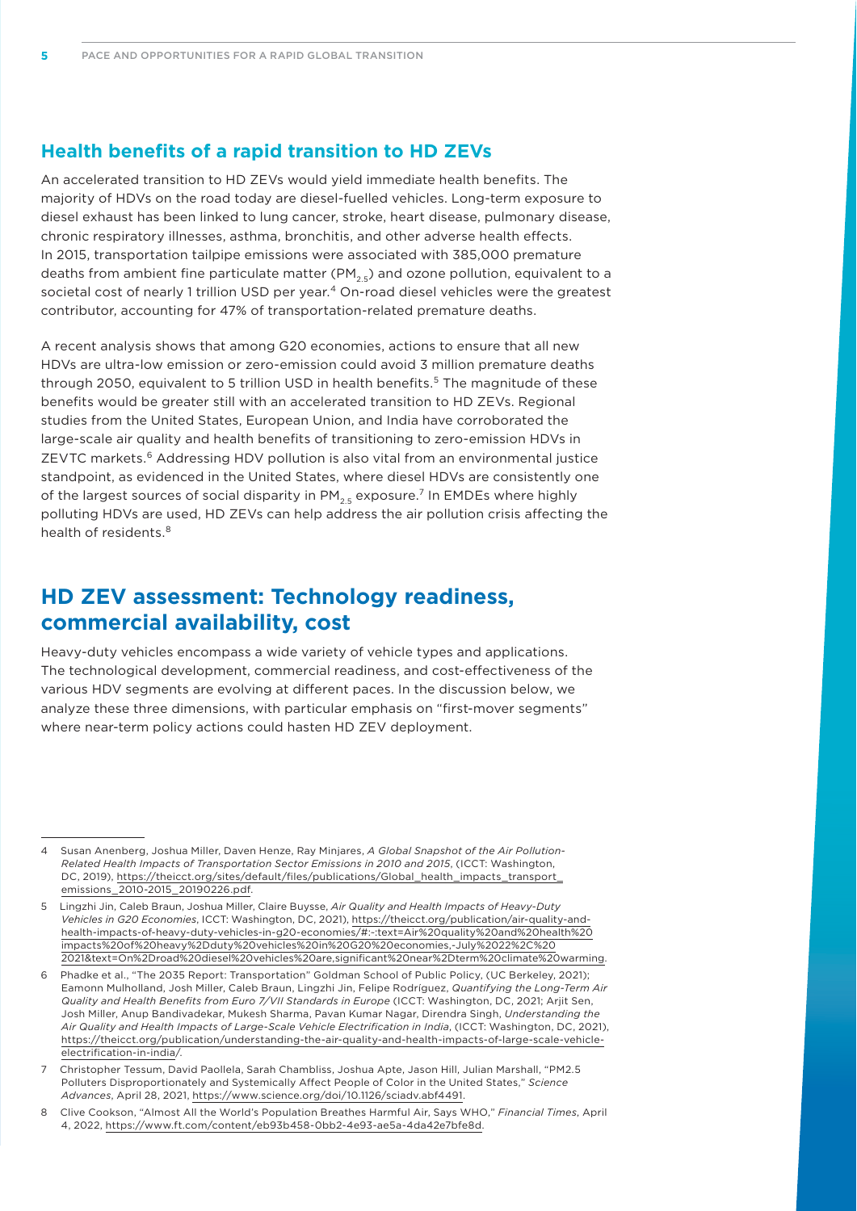## Health benefits of a rapid transition to HD ZEVs

An accelerated transition to HD ZEVs would yield immediate health benefits. The majority of HDVs on the road today are diesel-fuelled vehicles. Long-term exposure to diesel exhaust has been linked to lung cancer, stroke, heart disease, pulmonary disease, chronic respiratory illnesses, asthma, bronchitis, and other adverse health effects. In 2015, transportation tailpipe emissions were associated with 385,000 premature deaths from ambient fine particulate matter ($PM_{2.5}$) and ozone pollution, equivalent to a societal cost of nearly 1 trillion USD per year.[4] On-road diesel vehicles were the greatest contributor, accounting for 47% of transportation-related premature deaths.

A recent analysis shows that among G20 economies, actions to ensure that all new HDVs are ultra-low emission or zero-emission could avoid 3 million premature deaths through 2050, equivalent to 5 trillion USD in health benefits.[5] The magnitude of these benefits would be greater still with an accelerated transition to HD ZEVs. Regional studies from the United States, European Union, and India have corroborated the large-scale air quality and health benefits of transitioning to zero-emission HDVs in ZEVTC markets.[6] Addressing HDV pollution is also vital from an environmental justice standpoint, as evidenced in the United States, where diesel HDVs are consistently one of the largest sources of social disparity in $PM_{2.5}$ exposure.[7] In EMDEs where highly polluting HDVs are used, HD ZEVs can help address the air pollution crisis affecting the health of residents.[8]

# HD ZEV assessment: Technology readiness, commercial availability, cost

Heavy-duty vehicles encompass a wide variety of vehicle types and applications. The technological development, commercial readiness, and cost-effectiveness of the various HDV segments are evolving at different paces. In the discussion below, we analyze these three dimensions, with particular emphasis on "first-mover segments" where near-term policy actions could hasten HD ZEV deployment.

---

4 Susan Anenberg, Joshua Miller, Daven Henze, Ray Minjares, *A Global Snapshot of the Air Pollution-Related Health Impacts of Transportation Sector Emissions in 2010 and 2015*, (ICCT: Washington, DC, 2019), https://theicct.org/sites/default/files/publications/Global_health_impacts_transport_emissions_2010-2015_20190226.pdf.

5 Lingzhi Jin, Caleb Braun, Joshua Miller, Claire Buysse, *Air Quality and Health Impacts of Heavy-Duty Vehicles in G20 Economies*, ICCT: Washington, DC, 2021), https://theicct.org/publication/air-quality-and-health-impacts-of-heavy-duty-vehicles-in-g20-economies/#:~:text=Air%20quality%20and%20health%20impacts%20of%20heavy%2Dduty%20vehicles%20in%20G20%20economies,-July%2022%2C%202021&text=On%2Droad%20diesel%20vehicles%20are,significant%20near%2Dterm%20climate%20warming.

6 Phadke et al., "The 2035 Report: Transportation" Goldman School of Public Policy, (UC Berkeley, 2021); Eamonn Mulholland, Josh Miller, Caleb Braun, Lingzhi Jin, Felipe Rodríguez, *Quantifying the Long-Term Air Quality and Health Benefits from Euro 7/VII Standards in Europe* (ICCT: Washington, DC, 2021; Arjit Sen, Josh Miller, Anup Bandivadekar, Mukesh Sharma, Pavan Kumar Nagar, Direndra Singh, *Understanding the Air Quality and Health Impacts of Large-Scale Vehicle Electrification in India*, (ICCT: Washington, DC, 2021), https://theicct.org/publication/understanding-the-air-quality-and-health-impacts-of-large-scale-vehicle-electrification-in-india/.

7 Christopher Tessum, David Paollela, Sarah Chambliss, Joshua Apte, Jason Hill, Julian Marshall, "PM2.5 Polluters Disproportionately and Systemically Affect People of Color in the United States," *Science Advances*, April 28, 2021, https://www.science.org/doi/10.1126/sciadv.abf4491.

8 Clive Cookson, "Almost All the World's Population Breathes Harmful Air, Says WHO," *Financial Times*, April 4, 2022, https://www.ft.com/content/eb93b458-0bb2-4e93-ae5a-4da42e7bfe8d.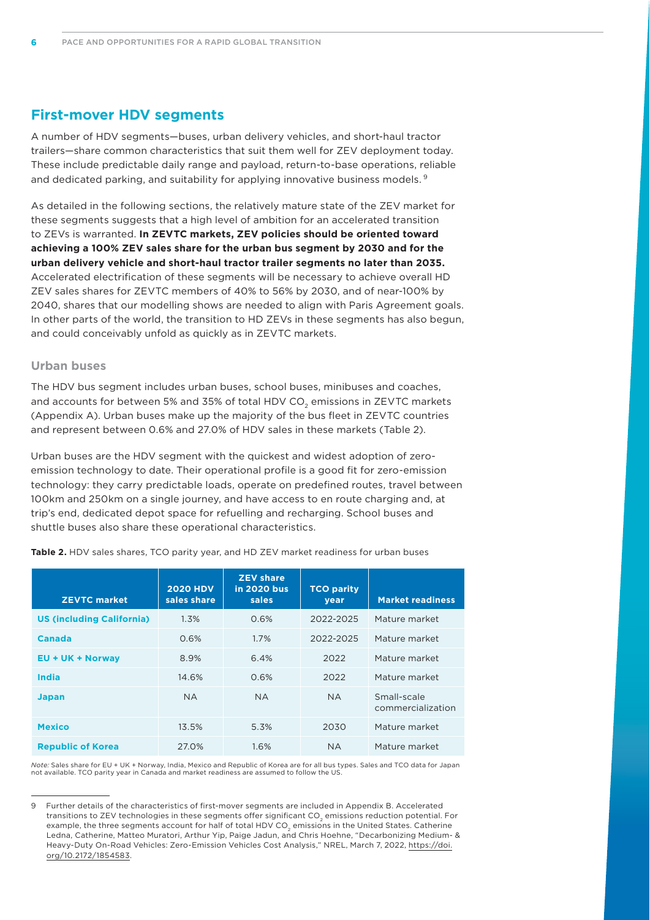## First-mover HDV segments

A number of HDV segments—buses, urban delivery vehicles, and short-haul tractor trailers—share common characteristics that suit them well for ZEV deployment today. These include predictable daily range and payload, return-to-base operations, reliable and dedicated parking, and suitability for applying innovative business models.[9]

As detailed in the following sections, the relatively mature state of the ZEV market for these segments suggests that a high level of ambition for an accelerated transition to ZEVs is warranted. **In ZEVTC markets, ZEV policies should be oriented toward achieving a 100% ZEV sales share for the urban bus segment by 2030 and for the urban delivery vehicle and short-haul tractor trailer segments no later than 2035.** Accelerated electrification of these segments will be necessary to achieve overall HD ZEV sales shares for ZEVTC members of 40% to 56% by 2030, and of near-100% by 2040, shares that our modelling shows are needed to align with Paris Agreement goals. In other parts of the world, the transition to HD ZEVs in these segments has also begun, and could conceivably unfold as quickly as in ZEVTC markets.

### Urban buses

The HDV bus segment includes urban buses, school buses, minibuses and coaches, and accounts for between 5% and 35% of total HDV $CO_2$ emissions in ZEVTC markets (Appendix A). Urban buses make up the majority of the bus fleet in ZEVTC countries and represent between 0.6% and 27.0% of HDV sales in these markets (Table 2).

Urban buses are the HDV segment with the quickest and widest adoption of zero-emission technology to date. Their operational profile is a good fit for zero-emission technology: they carry predictable loads, operate on predefined routes, travel between 100km and 250km on a single journey, and have access to en route charging and, at trip's end, dedicated depot space for refuelling and recharging. School buses and shuttle buses also share these operational characteristics.

**Table 2.** HDV sales shares, TCO parity year, and HD ZEV market readiness for urban buses

| ZEVTC market | 2020 HDV sales share | ZEV share in 2020 bus sales | TCO parity year | Market readiness |
|---|---|---|---|---|
| US (including California) | 1.3% | 0.6% | 2022-2025 | Mature market |
| Canada | 0.6% | 1.7% | 2022-2025 | Mature market |
| EU + UK + Norway | 8.9% | 6.4% | 2022 | Mature market |
| India | 14.6% | 0.6% | 2022 | Mature market |
| Japan | NA | NA | NA | Small-scale commercialization |
| Mexico | 13.5% | 5.3% | 2030 | Mature market |
| Republic of Korea | 27.0% | 1.6% | NA | Mature market |

*Note:* Sales share for EU + UK + Norway, India, Mexico and Republic of Korea are for all bus types. Sales and TCO data for Japan not available. TCO parity year in Canada and market readiness are assumed to follow the US.

9 Further details of the characteristics of first-mover segments are included in Appendix B. Accelerated transitions to ZEV technologies in these segments offer significant $CO_2$ emissions reduction potential. For example, the three segments account for half of total HDV $CO_2$ emissions in the United States. Catherine Ledna, Catherine, Matteo Muratori, Arthur Yip, Paige Jadun, and Chris Hoehne, "Decarbonizing Medium- & Heavy-Duty On-Road Vehicles: Zero-Emission Vehicles Cost Analysis," NREL, March 7, 2022, https://doi.org/10.2172/1854583.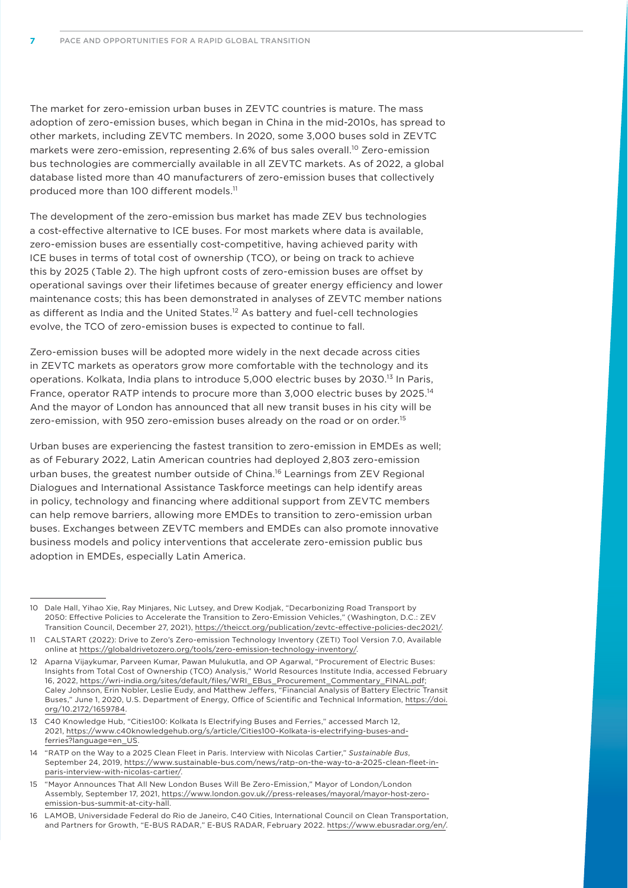The market for zero-emission urban buses in ZEVTC countries is mature. The mass adoption of zero-emission buses, which began in China in the mid-2010s, has spread to other markets, including ZEVTC members. In 2020, some 3,000 buses sold in ZEVTC markets were zero-emission, representing 2.6% of bus sales overall.[10] Zero-emission bus technologies are commercially available in all ZEVTC markets. As of 2022, a global database listed more than 40 manufacturers of zero-emission buses that collectively produced more than 100 different models.[11]

The development of the zero-emission bus market has made ZEV bus technologies a cost-effective alternative to ICE buses. For most markets where data is available, zero-emission buses are essentially cost-competitive, having achieved parity with ICE buses in terms of total cost of ownership (TCO), or being on track to achieve this by 2025 (Table 2). The high upfront costs of zero-emission buses are offset by operational savings over their lifetimes because of greater energy efficiency and lower maintenance costs; this has been demonstrated in analyses of ZEVTC member nations as different as India and the United States.[12] As battery and fuel-cell technologies evolve, the TCO of zero-emission buses is expected to continue to fall.

Zero-emission buses will be adopted more widely in the next decade across cities in ZEVTC markets as operators grow more comfortable with the technology and its operations. Kolkata, India plans to introduce 5,000 electric buses by 2030.[13] In Paris, France, operator RATP intends to procure more than 3,000 electric buses by 2025.[14] And the mayor of London has announced that all new transit buses in his city will be zero-emission, with 950 zero-emission buses already on the road or on order.[15]

Urban buses are experiencing the fastest transition to zero-emission in EMDEs as well; as of Feburary 2022, Latin American countries had deployed 2,803 zero-emission urban buses, the greatest number outside of China.[16] Learnings from ZEV Regional Dialogues and International Assistance Taskforce meetings can help identify areas in policy, technology and financing where additional support from ZEVTC members can help remove barriers, allowing more EMDEs to transition to zero-emission urban buses. Exchanges between ZEVTC members and EMDEs can also promote innovative business models and policy interventions that accelerate zero-emission public bus adoption in EMDEs, especially Latin America.

---

10 Dale Hall, Yihao Xie, Ray Minjares, Nic Lutsey, and Drew Kodjak, "Decarbonizing Road Transport by 2050: Effective Policies to Accelerate the Transition to Zero-Emission Vehicles," (Washington, D.C.: ZEV Transition Council, December 27, 2021), https://theicct.org/publication/zevtc-effective-policies-dec2021/.

11 CALSTART (2022): Drive to Zero's Zero-emission Technology Inventory (ZETI) Tool Version 7.0, Available online at https://globaldrivetozero.org/tools/zero-emission-technology-inventory/.

12 Aparna Vijaykumar, Parveen Kumar, Pawan Mulukutla, and OP Agarwal, "Procurement of Electric Buses: Insights from Total Cost of Ownership (TCO) Analysis," World Resources Institute India, accessed February 16, 2022, https://wri-india.org/sites/default/files/WRI_EBus_Procurement_Commentary_FINAL.pdf; Caley Johnson, Erin Nobler, Leslie Eudy, and Matthew Jeffers, "Financial Analysis of Battery Electric Transit Buses," June 1, 2020, U.S. Department of Energy, Office of Scientific and Technical Information, https://doi.org/10.2172/1659784.

13 C40 Knowledge Hub, "Cities100: Kolkata Is Electrifying Buses and Ferries," accessed March 12, 2021, https://www.c40knowledgehub.org/s/article/Cities100-Kolkata-is-electrifying-buses-and-ferries?language=en_US.

14 "RATP on the Way to a 2025 Clean Fleet in Paris. Interview with Nicolas Cartier," *Sustainable Bus*, September 24, 2019, https://www.sustainable-bus.com/news/ratp-on-the-way-to-a-2025-clean-fleet-in-paris-interview-with-nicolas-cartier/.

15 "Mayor Announces That All New London Buses Will Be Zero-Emission," Mayor of London/London Assembly, September 17, 2021, https://www.london.gov.uk//press-releases/mayoral/mayor-host-zero-emission-bus-summit-at-city-hall.

16 LAMOB, Universidade Federal do Rio de Janeiro, C40 Cities, International Council on Clean Transportation, and Partners for Growth, "E-BUS RADAR," E-BUS RADAR, February 2022. https://www.ebusradar.org/en/.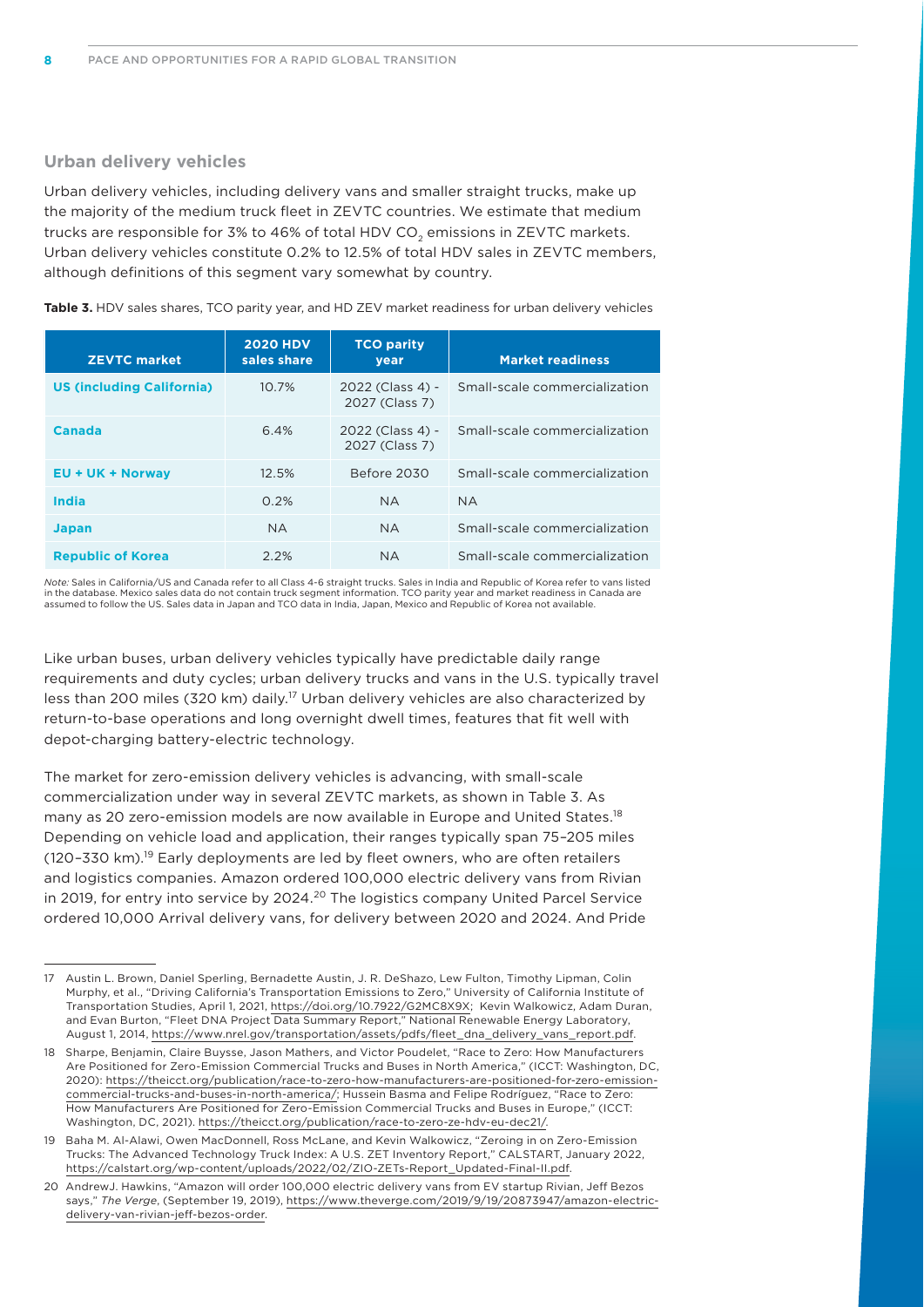### Urban delivery vehicles

Urban delivery vehicles, including delivery vans and smaller straight trucks, make up the majority of the medium truck fleet in ZEVTC countries. We estimate that medium trucks are responsible for 3% to 46% of total HDV $CO_2$ emissions in ZEVTC markets. Urban delivery vehicles constitute 0.2% to 12.5% of total HDV sales in ZEVTC members, although definitions of this segment vary somewhat by country.

**Table 3.** HDV sales shares, TCO parity year, and HD ZEV market readiness for urban delivery vehicles

| ZEVTC market | 2020 HDV sales share | TCO parity year | Market readiness |
|---|---|---|---|
| **US (including California)** | 10.7% | 2022 (Class 4) - 2027 (Class 7) | Small-scale commercialization |
| **Canada** | 6.4% | 2022 (Class 4) - 2027 (Class 7) | Small-scale commercialization |
| **EU + UK + Norway** | 12.5% | Before 2030 | Small-scale commercialization |
| **India** | 0.2% | NA | NA |
| **Japan** | NA | NA | Small-scale commercialization |
| **Republic of Korea** | 2.2% | NA | Small-scale commercialization |

*Note:* Sales in California/US and Canada refer to all Class 4-6 straight trucks. Sales in India and Republic of Korea refer to vans listed in the database. Mexico sales data do not contain truck segment information. TCO parity year and market readiness in Canada are assumed to follow the US. Sales data in Japan and TCO data in India, Japan, Mexico and Republic of Korea not available.

Like urban buses, urban delivery vehicles typically have predictable daily range requirements and duty cycles; urban delivery trucks and vans in the U.S. typically travel less than 200 miles (320 km) daily.[17] Urban delivery vehicles are also characterized by return-to-base operations and long overnight dwell times, features that fit well with depot-charging battery-electric technology.

The market for zero-emission delivery vehicles is advancing, with small-scale commercialization under way in several ZEVTC markets, as shown in Table 3. As many as 20 zero-emission models are now available in Europe and United States.[18] Depending on vehicle load and application, their ranges typically span 75–205 miles (120–330 km).[19] Early deployments are led by fleet owners, who are often retailers and logistics companies. Amazon ordered 100,000 electric delivery vans from Rivian in 2019, for entry into service by 2024.[20] The logistics company United Parcel Service ordered 10,000 Arrival delivery vans, for delivery between 2020 and 2024. And Pride

---

17 Austin L. Brown, Daniel Sperling, Bernadette Austin, J. R. DeShazo, Lew Fulton, Timothy Lipman, Colin Murphy, et al., "Driving California's Transportation Emissions to Zero," University of California Institute of Transportation Studies, April 1, 2021, https://doi.org/10.7922/G2MC8X9X; Kevin Walkowicz, Adam Duran, and Evan Burton, "Fleet DNA Project Data Summary Report," National Renewable Energy Laboratory, August 1, 2014, https://www.nrel.gov/transportation/assets/pdfs/fleet_dna_delivery_vans_report.pdf.

18 Sharpe, Benjamin, Claire Buysse, Jason Mathers, and Victor Poudelet, "Race to Zero: How Manufacturers Are Positioned for Zero-Emission Commercial Trucks and Buses in North America," (ICCT: Washington, DC, 2020): https://theicct.org/publication/race-to-zero-how-manufacturers-are-positioned-for-zero-emission-commercial-trucks-and-buses-in-north-america/; Hussein Basma and Felipe Rodríguez, "Race to Zero: How Manufacturers Are Positioned for Zero-Emission Commercial Trucks and Buses in Europe," (ICCT: Washington, DC, 2021). https://theicct.org/publication/race-to-zero-ze-hdv-eu-dec21/.

19 Baha M. Al-Alawi, Owen MacDonnell, Ross McLane, and Kevin Walkowicz, "Zeroing in on Zero-Emission Trucks: The Advanced Technology Truck Index: A U.S. ZET Inventory Report," CALSTART, January 2022, https://calstart.org/wp-content/uploads/2022/02/ZIO-ZETs-Report_Updated-Final-II.pdf.

20 AndrewJ. Hawkins, "Amazon will order 100,000 electric delivery vans from EV startup Rivian, Jeff Bezos says," *The Verge*, (September 19, 2019), https://www.theverge.com/2019/9/19/20873947/amazon-electric-delivery-van-rivian-jeff-bezos-order.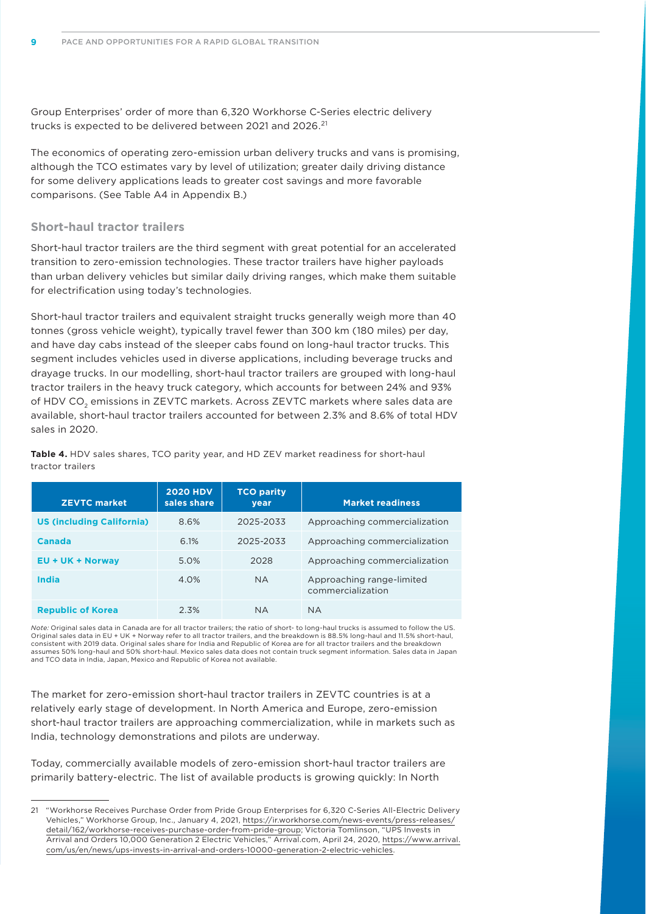Group Enterprises' order of more than 6,320 Workhorse C-Series electric delivery trucks is expected to be delivered between 2021 and 2026.[21]

The economics of operating zero-emission urban delivery trucks and vans is promising, although the TCO estimates vary by level of utilization; greater daily driving distance for some delivery applications leads to greater cost savings and more favorable comparisons. (See Table A4 in Appendix B.)

### Short-haul tractor trailers

Short-haul tractor trailers are the third segment with great potential for an accelerated transition to zero-emission technologies. These tractor trailers have higher payloads than urban delivery vehicles but similar daily driving ranges, which make them suitable for electrification using today's technologies.

Short-haul tractor trailers and equivalent straight trucks generally weigh more than 40 tonnes (gross vehicle weight), typically travel fewer than 300 km (180 miles) per day, and have day cabs instead of the sleeper cabs found on long-haul tractor trucks. This segment includes vehicles used in diverse applications, including beverage trucks and drayage trucks. In our modelling, short-haul tractor trailers are grouped with long-haul tractor trailers in the heavy truck category, which accounts for between 24% and 93% of HDV $CO_2$ emissions in ZEVTC markets. Across ZEVTC markets where sales data are available, short-haul tractor trailers accounted for between 2.3% and 8.6% of total HDV sales in 2020.

**Table 4.** HDV sales shares, TCO parity year, and HD ZEV market readiness for short-haul tractor trailers

| ZEVTC market | 2020 HDV sales share | TCO parity year | Market readiness |
|---|---|---|---|
| US (including California) | 8.6% | 2025-2033 | Approaching commercialization |
| Canada | 6.1% | 2025-2033 | Approaching commercialization |
| EU + UK + Norway | 5.0% | 2028 | Approaching commercialization |
| India | 4.0% | NA | Approaching range-limited commercialization |
| Republic of Korea | 2.3% | NA | NA |

*Note:* Original sales data in Canada are for all tractor trailers; the ratio of short- to long-haul trucks is assumed to follow the US. Original sales data in EU + UK + Norway refer to all tractor trailers, and the breakdown is 88.5% long-haul and 11.5% short-haul, consistent with 2019 data. Original sales share for India and Republic of Korea are for all tractor trailers and the breakdown assumes 50% long-haul and 50% short-haul. Mexico sales data does not contain truck segment information. Sales data in Japan and TCO data in India, Japan, Mexico and Republic of Korea not available.

The market for zero-emission short-haul tractor trailers in ZEVTC countries is at a relatively early stage of development. In North America and Europe, zero-emission short-haul tractor trailers are approaching commercialization, while in markets such as India, technology demonstrations and pilots are underway.

Today, commercially available models of zero-emission short-haul tractor trailers are primarily battery-electric. The list of available products is growing quickly: In North

21 "Workhorse Receives Purchase Order from Pride Group Enterprises for 6,320 C-Series All-Electric Delivery Vehicles," Workhorse Group, Inc., January 4, 2021, https://ir.workhorse.com/news-events/press-releases/detail/162/workhorse-receives-purchase-order-from-pride-group; Victoria Tomlinson, "UPS Invests in Arrival and Orders 10,000 Generation 2 Electric Vehicles," Arrival.com, April 24, 2020, https://www.arrival.com/us/en/news/ups-invests-in-arrival-and-orders-10000-generation-2-electric-vehicles.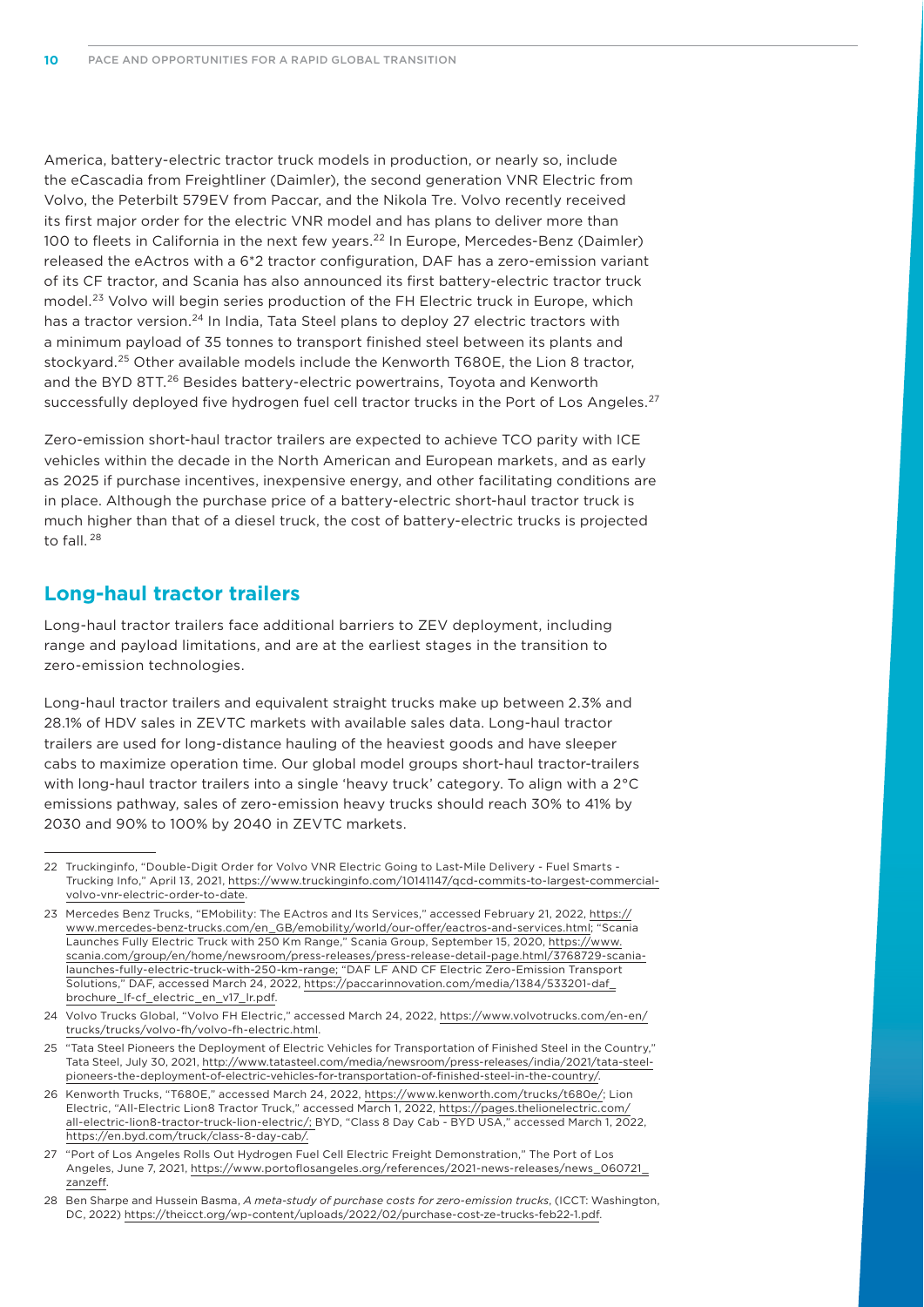America, battery-electric tractor truck models in production, or nearly so, include the eCascadia from Freightliner (Daimler), the second generation VNR Electric from Volvo, the Peterbilt 579EV from Paccar, and the Nikola Tre. Volvo recently received its first major order for the electric VNR model and has plans to deliver more than 100 to fleets in California in the next few years.[22] In Europe, Mercedes-Benz (Daimler) released the eActros with a 6*2 tractor configuration, DAF has a zero-emission variant of its CF tractor, and Scania has also announced its first battery-electric tractor truck model.[23] Volvo will begin series production of the FH Electric truck in Europe, which has a tractor version.[24] In India, Tata Steel plans to deploy 27 electric tractors with a minimum payload of 35 tonnes to transport finished steel between its plants and stockyard.[25] Other available models include the Kenworth T680E, the Lion 8 tractor, and the BYD 8TT.[26] Besides battery-electric powertrains, Toyota and Kenworth successfully deployed five hydrogen fuel cell tractor trucks in the Port of Los Angeles.[27]

Zero-emission short-haul tractor trailers are expected to achieve TCO parity with ICE vehicles within the decade in the North American and European markets, and as early as 2025 if purchase incentives, inexpensive energy, and other facilitating conditions are in place. Although the purchase price of a battery-electric short-haul tractor truck is much higher than that of a diesel truck, the cost of battery-electric trucks is projected to fall. [28]

## Long-haul tractor trailers

Long-haul tractor trailers face additional barriers to ZEV deployment, including range and payload limitations, and are at the earliest stages in the transition to zero-emission technologies.

Long-haul tractor trailers and equivalent straight trucks make up between 2.3% and 28.1% of HDV sales in ZEVTC markets with available sales data. Long-haul tractor trailers are used for long-distance hauling of the heaviest goods and have sleeper cabs to maximize operation time. Our global model groups short-haul tractor-trailers with long-haul tractor trailers into a single 'heavy truck' category. To align with a 2°C emissions pathway, sales of zero-emission heavy trucks should reach 30% to 41% by 2030 and 90% to 100% by 2040 in ZEVTC markets.

---

22 Truckinginfo, "Double-Digit Order for Volvo VNR Electric Going to Last-Mile Delivery - Fuel Smarts - Trucking Info," April 13, 2021, https://www.truckinginfo.com/10141147/qcd-commits-to-largest-commercial-volvo-vnr-electric-order-to-date.

23 Mercedes Benz Trucks, "EMobility: The EActros and Its Services," accessed February 21, 2022, https://www.mercedes-benz-trucks.com/en_GB/emobility/world/our-offer/eactros-and-services.html; "Scania Launches Fully Electric Truck with 250 Km Range," Scania Group, September 15, 2020, https://www.scania.com/group/en/home/newsroom/press-releases/press-release-detail-page.html/3768729-scania-launches-fully-electric-truck-with-250-km-range; "DAF LF AND CF Electric Zero-Emission Transport Solutions," DAF, accessed March 24, 2022, https://paccarinnovation.com/media/1384/533201-daf_brochure_lf-cf_electric_en_v17_lr.pdf.

24 Volvo Trucks Global, "Volvo FH Electric," accessed March 24, 2022, https://www.volvotrucks.com/en-en/trucks/trucks/volvo-fh/volvo-fh-electric.html.

25 "Tata Steel Pioneers the Deployment of Electric Vehicles for Transportation of Finished Steel in the Country," Tata Steel, July 30, 2021, http://www.tatasteel.com/media/newsroom/press-releases/india/2021/tata-steel-pioneers-the-deployment-of-electric-vehicles-for-transportation-of-finished-steel-in-the-country/.

26 Kenworth Trucks, "T680E," accessed March 24, 2022, https://www.kenworth.com/trucks/t680e/; Lion Electric, "All-Electric Lion8 Tractor Truck," accessed March 1, 2022, https://pages.thelionelectric.com/all-electric-lion8-tractor-truck-lion-electric/; BYD, "Class 8 Day Cab - BYD USA," accessed March 1, 2022, https://en.byd.com/truck/class-8-day-cab/.

27 "Port of Los Angeles Rolls Out Hydrogen Fuel Cell Electric Freight Demonstration," The Port of Los Angeles, June 7, 2021, https://www.portoflosangeles.org/references/2021-news-releases/news_060721_zanzeff.

28 Ben Sharpe and Hussein Basma, *A meta-study of purchase costs for zero-emission trucks*, (ICCT: Washington, DC, 2022) https://theicct.org/wp-content/uploads/2022/02/purchase-cost-ze-trucks-feb22-1.pdf.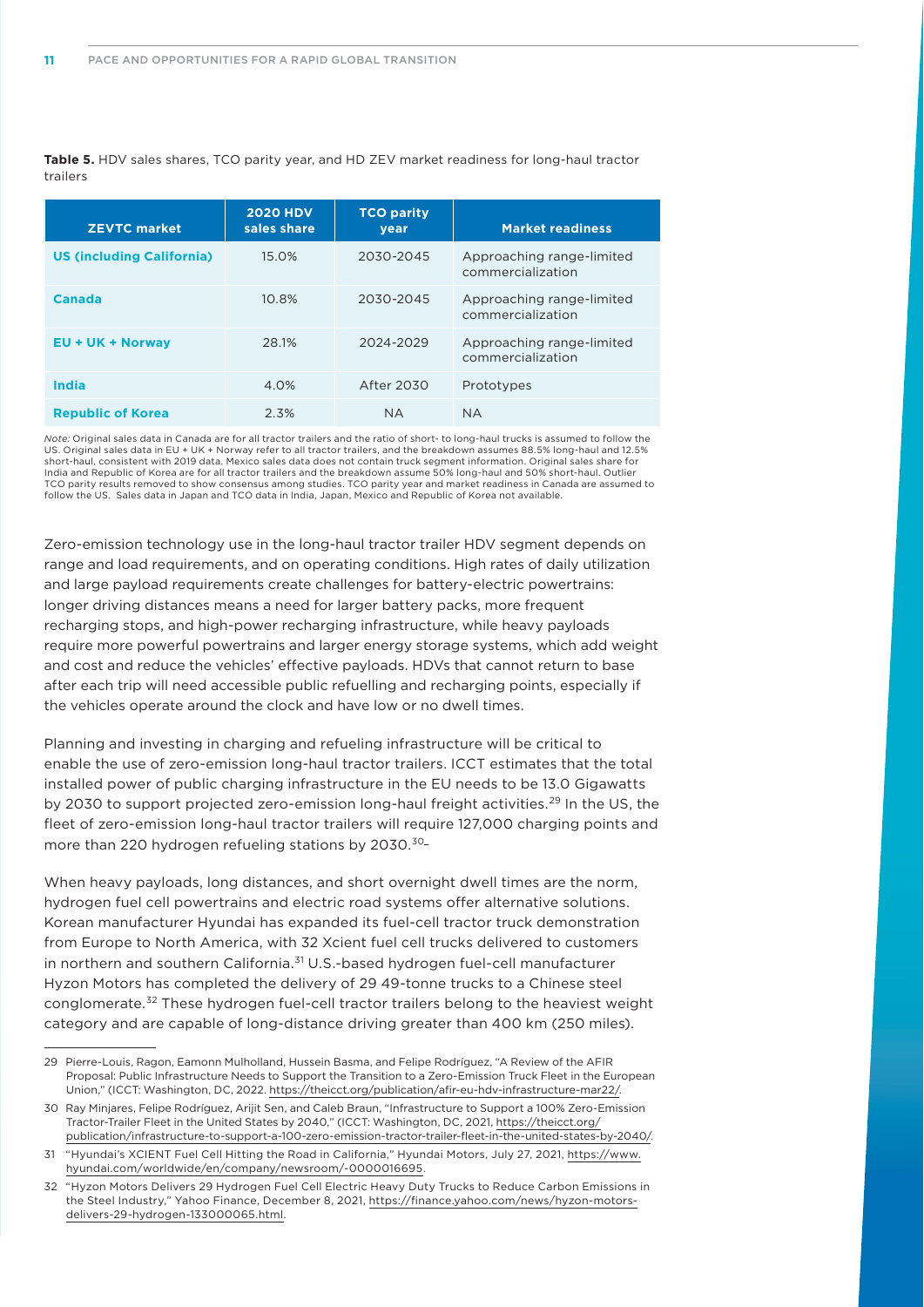**Table 5.** HDV sales shares, TCO parity year, and HD ZEV market readiness for long-haul tractor trailers

| ZEVTC market | 2020 HDV sales share | TCO parity year | Market readiness |
|---|---|---|---|
| US (including California) | 15.0% | 2030-2045 | Approaching range-limited commercialization |
| Canada | 10.8% | 2030-2045 | Approaching range-limited commercialization |
| EU + UK + Norway | 28.1% | 2024-2029 | Approaching range-limited commercialization |
| India | 4.0% | After 2030 | Prototypes |
| Republic of Korea | 2.3% | NA | NA |

*Note:* Original sales data in Canada are for all tractor trailers and the ratio of short- to long-haul trucks is assumed to follow the US. Original sales data in EU + UK + Norway refer to all tractor trailers, and the breakdown assumes 88.5% long-haul and 12.5% short-haul, consistent with 2019 data. Mexico sales data does not contain truck segment information. Original sales share for India and Republic of Korea are for all tractor trailers and the breakdown assume 50% long-haul and 50% short-haul. Outlier TCO parity results removed to show consensus among studies. TCO parity year and market readiness in Canada are assumed to follow the US. Sales data in Japan and TCO data in India, Japan, Mexico and Republic of Korea not available.

Zero-emission technology use in the long-haul tractor trailer HDV segment depends on range and load requirements, and on operating conditions. High rates of daily utilization and large payload requirements create challenges for battery-electric powertrains: longer driving distances means a need for larger battery packs, more frequent recharging stops, and high-power recharging infrastructure, while heavy payloads require more powerful powertrains and larger energy storage systems, which add weight and cost and reduce the vehicles' effective payloads. HDVs that cannot return to base after each trip will need accessible public refuelling and recharging points, especially if the vehicles operate around the clock and have low or no dwell times.

Planning and investing in charging and refueling infrastructure will be critical to enable the use of zero-emission long-haul tractor trailers. ICCT estimates that the total installed power of public charging infrastructure in the EU needs to be 13.0 Gigawatts by 2030 to support projected zero-emission long-haul freight activities.[29] In the US, the fleet of zero-emission long-haul tractor trailers will require 127,000 charging points and more than 220 hydrogen refueling stations by 2030.[30]

When heavy payloads, long distances, and short overnight dwell times are the norm, hydrogen fuel cell powertrains and electric road systems offer alternative solutions. Korean manufacturer Hyundai has expanded its fuel-cell tractor truck demonstration from Europe to North America, with 32 Xcient fuel cell trucks delivered to customers in northern and southern California.[31] U.S.-based hydrogen fuel-cell manufacturer Hyzon Motors has completed the delivery of 29 49-tonne trucks to a Chinese steel conglomerate.[32] These hydrogen fuel-cell tractor trailers belong to the heaviest weight category and are capable of long-distance driving greater than 400 km (250 miles).

29 Pierre-Louis, Ragon, Eamonn Mulholland, Hussein Basma, and Felipe Rodríguez, "A Review of the AFIR Proposal: Public Infrastructure Needs to Support the Transition to a Zero-Emission Truck Fleet in the European Union," (ICCT: Washington, DC, 2022. https://theicct.org/publication/afir-eu-hdv-infrastructure-mar22/.

30 Ray Minjares, Felipe Rodríguez, Arijit Sen, and Caleb Braun, "Infrastructure to Support a 100% Zero-Emission Tractor-Trailer Fleet in the United States by 2040," (ICCT: Washington, DC, 2021, https://theicct.org/publication/infrastructure-to-support-a-100-zero-emission-tractor-trailer-fleet-in-the-united-states-by-2040/.

31 "Hyundai's XCIENT Fuel Cell Hitting the Road in California," Hyundai Motors, July 27, 2021, https://www.hyundai.com/worldwide/en/company/newsroom/-0000016695.

32 "Hyzon Motors Delivers 29 Hydrogen Fuel Cell Electric Heavy Duty Trucks to Reduce Carbon Emissions in the Steel Industry," Yahoo Finance, December 8, 2021, https://finance.yahoo.com/news/hyzon-motors-delivers-29-hydrogen-133000065.html.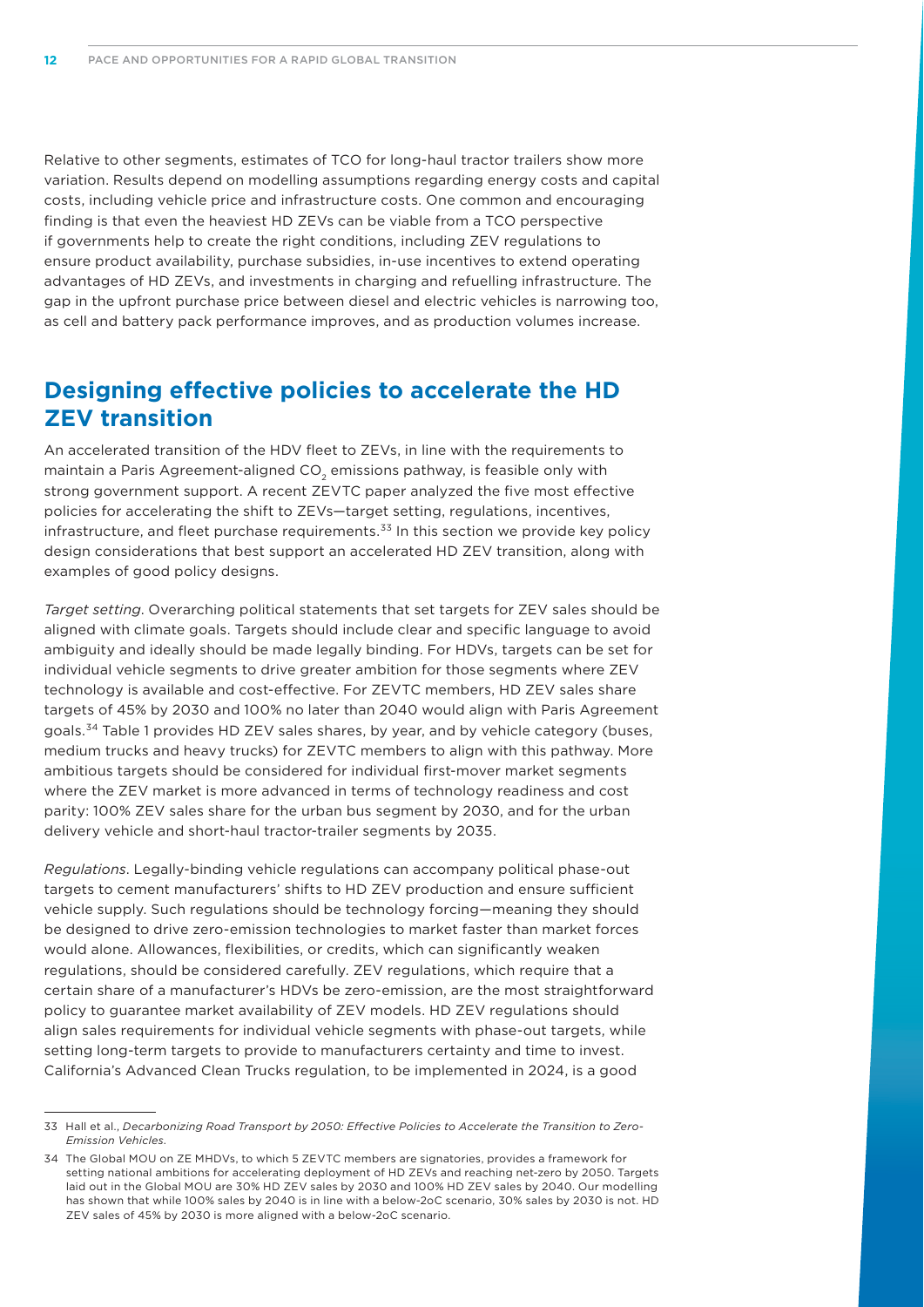Relative to other segments, estimates of TCO for long-haul tractor trailers show more variation. Results depend on modelling assumptions regarding energy costs and capital costs, including vehicle price and infrastructure costs. One common and encouraging finding is that even the heaviest HD ZEVs can be viable from a TCO perspective if governments help to create the right conditions, including ZEV regulations to ensure product availability, purchase subsidies, in-use incentives to extend operating advantages of HD ZEVs, and investments in charging and refuelling infrastructure. The gap in the upfront purchase price between diesel and electric vehicles is narrowing too, as cell and battery pack performance improves, and as production volumes increase.

## Designing effective policies to accelerate the HD ZEV transition

An accelerated transition of the HDV fleet to ZEVs, in line with the requirements to maintain a Paris Agreement-aligned $CO_2$ emissions pathway, is feasible only with strong government support. A recent ZEVTC paper analyzed the five most effective policies for accelerating the shift to ZEVs—target setting, regulations, incentives, infrastructure, and fleet purchase requirements.[33] In this section we provide key policy design considerations that best support an accelerated HD ZEV transition, along with examples of good policy designs.

*Target setting*. Overarching political statements that set targets for ZEV sales should be aligned with climate goals. Targets should include clear and specific language to avoid ambiguity and ideally should be made legally binding. For HDVs, targets can be set for individual vehicle segments to drive greater ambition for those segments where ZEV technology is available and cost-effective. For ZEVTC members, HD ZEV sales share targets of 45% by 2030 and 100% no later than 2040 would align with Paris Agreement goals.[34] Table 1 provides HD ZEV sales shares, by year, and by vehicle category (buses, medium trucks and heavy trucks) for ZEVTC members to align with this pathway. More ambitious targets should be considered for individual first-mover market segments where the ZEV market is more advanced in terms of technology readiness and cost parity: 100% ZEV sales share for the urban bus segment by 2030, and for the urban delivery vehicle and short-haul tractor-trailer segments by 2035.

*Regulations*. Legally-binding vehicle regulations can accompany political phase-out targets to cement manufacturers' shifts to HD ZEV production and ensure sufficient vehicle supply. Such regulations should be technology forcing—meaning they should be designed to drive zero-emission technologies to market faster than market forces would alone. Allowances, flexibilities, or credits, which can significantly weaken regulations, should be considered carefully. ZEV regulations, which require that a certain share of a manufacturer's HDVs be zero-emission, are the most straightforward policy to guarantee market availability of ZEV models. HD ZEV regulations should align sales requirements for individual vehicle segments with phase-out targets, while setting long-term targets to provide to manufacturers certainty and time to invest. California's Advanced Clean Trucks regulation, to be implemented in 2024, is a good

---

33 Hall et al., *Decarbonizing Road Transport by 2050: Effective Policies to Accelerate the Transition to Zero-Emission Vehicles*.

34 The Global MOU on ZE MHDVs, to which 5 ZEVTC members are signatories, provides a framework for setting national ambitions for accelerating deployment of HD ZEVs and reaching net-zero by 2050. Targets laid out in the Global MOU are 30% HD ZEV sales by 2030 and 100% HD ZEV sales by 2040. Our modelling has shown that while 100% sales by 2040 is in line with a below-2oC scenario, 30% sales by 2030 is not. HD ZEV sales of 45% by 2030 is more aligned with a below-2oC scenario.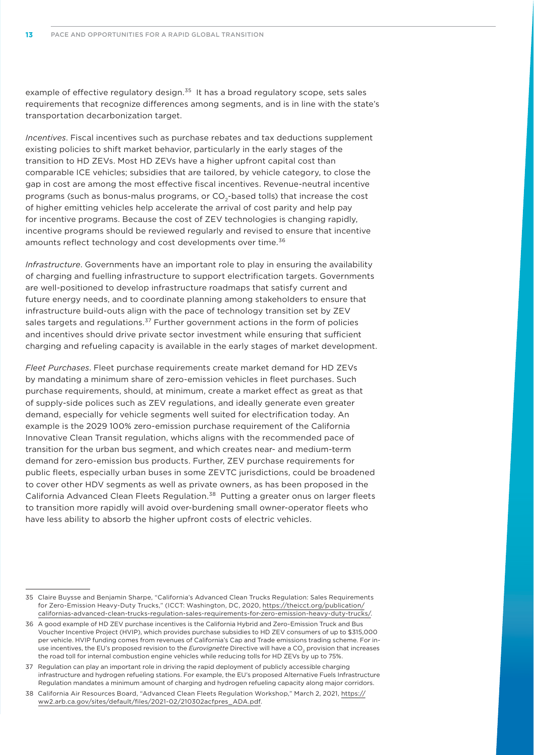example of effective regulatory design.[35] It has a broad regulatory scope, sets sales requirements that recognize differences among segments, and is in line with the state's transportation decarbonization target.

*Incentives*. Fiscal incentives such as purchase rebates and tax deductions supplement existing policies to shift market behavior, particularly in the early stages of the transition to HD ZEVs. Most HD ZEVs have a higher upfront capital cost than comparable ICE vehicles; subsidies that are tailored, by vehicle category, to close the gap in cost are among the most effective fiscal incentives. Revenue-neutral incentive programs (such as bonus-malus programs, or $CO_2$-based tolls) that increase the cost of higher emitting vehicles help accelerate the arrival of cost parity and help pay for incentive programs. Because the cost of ZEV technologies is changing rapidly, incentive programs should be reviewed regularly and revised to ensure that incentive amounts reflect technology and cost developments over time.[36]

*Infrastructure*. Governments have an important role to play in ensuring the availability of charging and fuelling infrastructure to support electrification targets. Governments are well-positioned to develop infrastructure roadmaps that satisfy current and future energy needs, and to coordinate planning among stakeholders to ensure that infrastructure build-outs align with the pace of technology transition set by ZEV sales targets and regulations.[37] Further government actions in the form of policies and incentives should drive private sector investment while ensuring that sufficient charging and refueling capacity is available in the early stages of market development.

*Fleet Purchases*. Fleet purchase requirements create market demand for HD ZEVs by mandating a minimum share of zero-emission vehicles in fleet purchases. Such purchase requirements, should, at minimum, create a market effect as great as that of supply-side polices such as ZEV regulations, and ideally generate even greater demand, especially for vehicle segments well suited for electrification today. An example is the 2029 100% zero-emission purchase requirement of the California Innovative Clean Transit regulation, whichs aligns with the recommended pace of transition for the urban bus segment, and which creates near- and medium-term demand for zero-emission bus products. Further, ZEV purchase requirements for public fleets, especially urban buses in some ZEVTC jurisdictions, could be broadened to cover other HDV segments as well as private owners, as has been proposed in the California Advanced Clean Fleets Regulation.[38] Putting a greater onus on larger fleets to transition more rapidly will avoid over-burdening small owner-operator fleets who have less ability to absorb the higher upfront costs of electric vehicles.

---

35 Claire Buysse and Benjamin Sharpe, "California's Advanced Clean Trucks Regulation: Sales Requirements for Zero-Emission Heavy-Duty Trucks," (ICCT: Washington, DC, 2020, https://theicct.org/publication/californias-advanced-clean-trucks-regulation-sales-requirements-for-zero-emission-heavy-duty-trucks/.

36 A good example of HD ZEV purchase incentives is the California Hybrid and Zero-Emission Truck and Bus Voucher Incentive Project (HVIP), which provides purchase subsidies to HD ZEV consumers of up to $315,000 per vehicle. HVIP funding comes from revenues of California's Cap and Trade emissions trading scheme. For in-use incentives, the EU's proposed revision to the *Eurovignette* Directive will have a $CO_2$ provision that increases the road toll for internal combustion engine vehicles while reducing tolls for HD ZEVs by up to 75%.

37 Regulation can play an important role in driving the rapid deployment of publicly accessible charging infrastructure and hydrogen refueling stations. For example, the EU's proposed Alternative Fuels Infrastructure Regulation mandates a minimum amount of charging and hydrogen refueling capacity along major corridors.

38 California Air Resources Board, "Advanced Clean Fleets Regulation Workshop," March 2, 2021, https://ww2.arb.ca.gov/sites/default/files/2021-02/210302acfpres_ADA.pdf.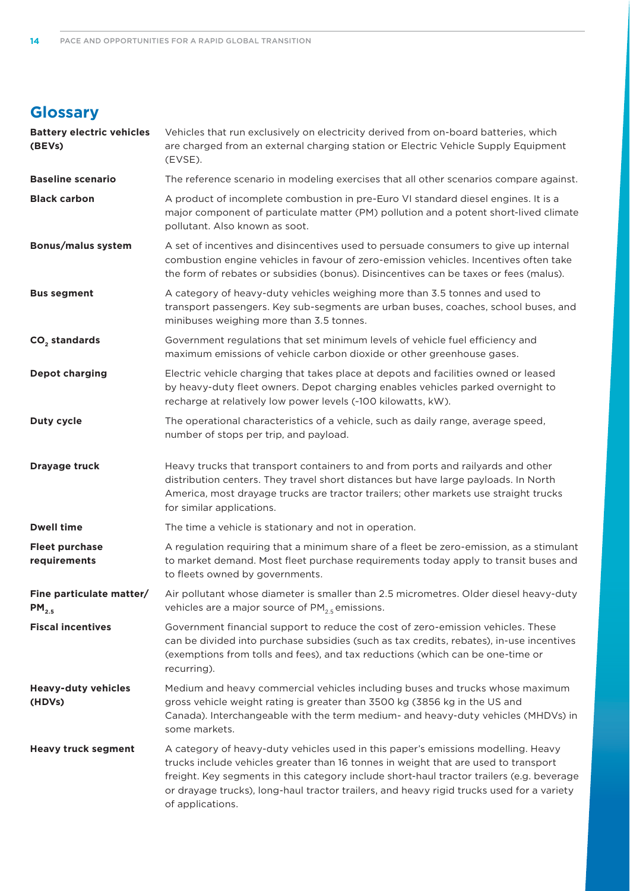## Glossary

| | |
|---|---|
| **Battery electric vehicles (BEVs)** | Vehicles that run exclusively on electricity derived from on-board batteries, which are charged from an external charging station or Electric Vehicle Supply Equipment (EVSE). |
| **Baseline scenario** | The reference scenario in modeling exercises that all other scenarios compare against. |
| **Black carbon** | A product of incomplete combustion in pre-Euro VI standard diesel engines. It is a major component of particulate matter (PM) pollution and a potent short-lived climate pollutant. Also known as soot. |
| **Bonus/malus system** | A set of incentives and disincentives used to persuade consumers to give up internal combustion engine vehicles in favour of zero-emission vehicles. Incentives often take the form of rebates or subsidies (bonus). Disincentives can be taxes or fees (malus). |
| **Bus segment** | A category of heavy-duty vehicles weighing more than 3.5 tonnes and used to transport passengers. Key sub-segments are urban buses, coaches, school buses, and minibuses weighing more than 3.5 tonnes. |
| **$CO_2$ standards** | Government regulations that set minimum levels of vehicle fuel efficiency and maximum emissions of vehicle carbon dioxide or other greenhouse gases. |
| **Depot charging** | Electric vehicle charging that takes place at depots and facilities owned or leased by heavy-duty fleet owners. Depot charging enables vehicles parked overnight to recharge at relatively low power levels (~100 kilowatts, kW). |
| **Duty cycle** | The operational characteristics of a vehicle, such as daily range, average speed, number of stops per trip, and payload. |
| **Drayage truck** | Heavy trucks that transport containers to and from ports and railyards and other distribution centers. They travel short distances but have large payloads. In North America, most drayage trucks are tractor trailers; other markets use straight trucks for similar applications. |
| **Dwell time** | The time a vehicle is stationary and not in operation. |
| **Fleet purchase requirements** | A regulation requiring that a minimum share of a fleet be zero-emission, as a stimulant to market demand. Most fleet purchase requirements today apply to transit buses and to fleets owned by governments. |
| **Fine particulate matter/ $PM_{2.5}$** | Air pollutant whose diameter is smaller than 2.5 micrometres. Older diesel heavy-duty vehicles are a major source of $PM_{2.5}$ emissions. |
| **Fiscal incentives** | Government financial support to reduce the cost of zero-emission vehicles. These can be divided into purchase subsidies (such as tax credits, rebates), in-use incentives (exemptions from tolls and fees), and tax reductions (which can be one-time or recurring). |
| **Heavy-duty vehicles (HDVs)** | Medium and heavy commercial vehicles including buses and trucks whose maximum gross vehicle weight rating is greater than 3500 kg (3856 kg in the US and Canada). Interchangeable with the term medium- and heavy-duty vehicles (MHDVs) in some markets. |
| **Heavy truck segment** | A category of heavy-duty vehicles used in this paper's emissions modelling. Heavy trucks include vehicles greater than 16 tonnes in weight that are used to transport freight. Key segments in this category include short-haul tractor trailers (e.g. beverage or drayage trucks), long-haul tractor trailers, and heavy rigid trucks used for a variety of applications. |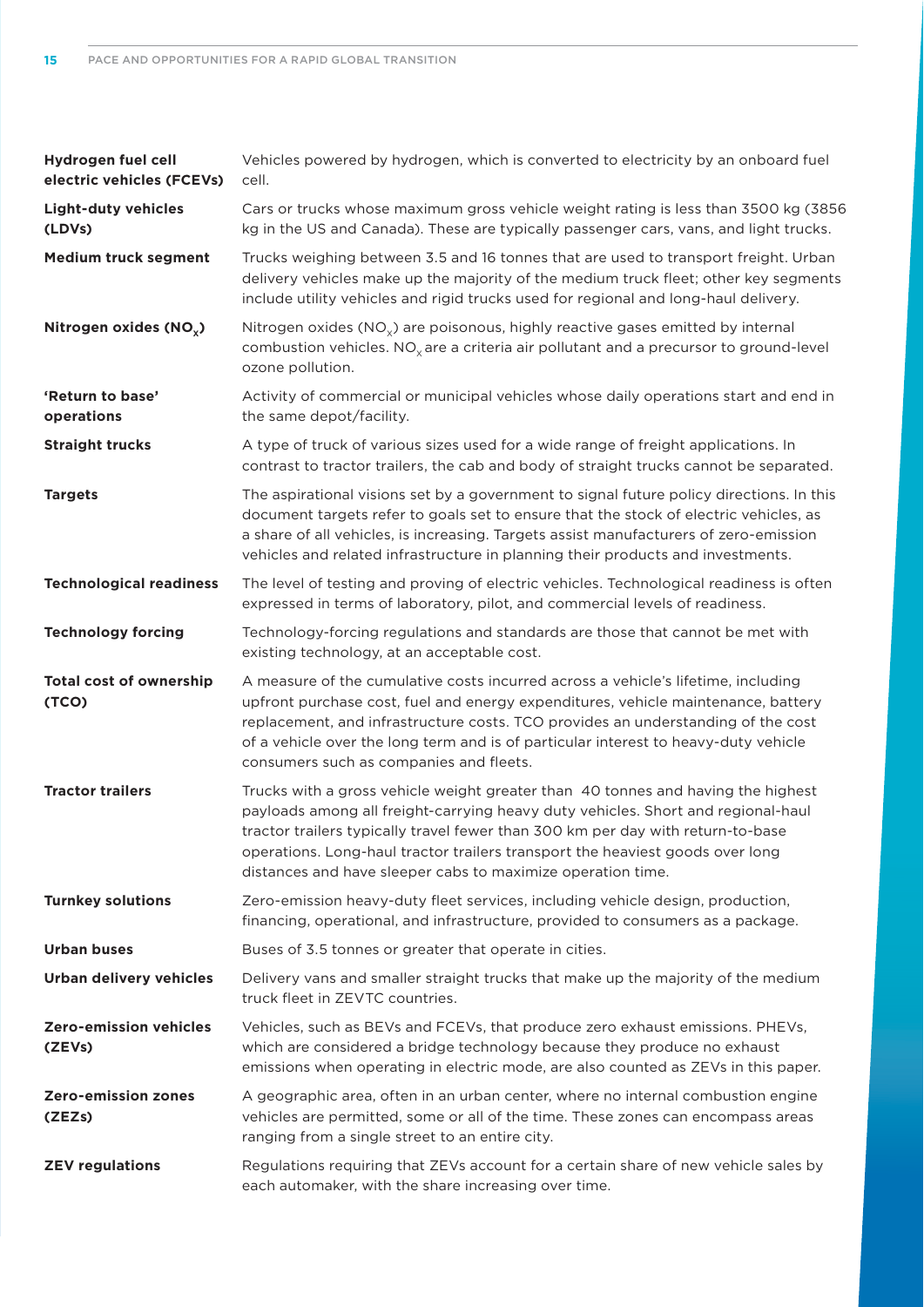| | |
|---|---|
| **Hydrogen fuel cell electric vehicles (FCEVs)** | Vehicles powered by hydrogen, which is converted to electricity by an onboard fuel cell. |
| **Light-duty vehicles (LDVs)** | Cars or trucks whose maximum gross vehicle weight rating is less than 3500 kg (3856 kg in the US and Canada). These are typically passenger cars, vans, and light trucks. |
| **Medium truck segment** | Trucks weighing between 3.5 and 16 tonnes that are used to transport freight. Urban delivery vehicles make up the majority of the medium truck fleet; other key segments include utility vehicles and rigid trucks used for regional and long-haul delivery. |
| **Nitrogen oxides ($NO_x$)** | Nitrogen oxides ($NO_x$) are poisonous, highly reactive gases emitted by internal combustion vehicles. $NO_x$ are a criteria air pollutant and a precursor to ground-level ozone pollution. |
| **'Return to base' operations** | Activity of commercial or municipal vehicles whose daily operations start and end in the same depot/facility. |
| **Straight trucks** | A type of truck of various sizes used for a wide range of freight applications. In contrast to tractor trailers, the cab and body of straight trucks cannot be separated. |
| **Targets** | The aspirational visions set by a government to signal future policy directions. In this document targets refer to goals set to ensure that the stock of electric vehicles, as a share of all vehicles, is increasing. Targets assist manufacturers of zero-emission vehicles and related infrastructure in planning their products and investments. |
| **Technological readiness** | The level of testing and proving of electric vehicles. Technological readiness is often expressed in terms of laboratory, pilot, and commercial levels of readiness. |
| **Technology forcing** | Technology-forcing regulations and standards are those that cannot be met with existing technology, at an acceptable cost. |
| **Total cost of ownership (TCO)** | A measure of the cumulative costs incurred across a vehicle's lifetime, including upfront purchase cost, fuel and energy expenditures, vehicle maintenance, battery replacement, and infrastructure costs. TCO provides an understanding of the cost of a vehicle over the long term and is of particular interest to heavy-duty vehicle consumers such as companies and fleets. |
| **Tractor trailers** | Trucks with a gross vehicle weight greater than 40 tonnes and having the highest payloads among all freight-carrying heavy duty vehicles. Short and regional-haul tractor trailers typically travel fewer than 300 km per day with return-to-base operations. Long-haul tractor trailers transport the heaviest goods over long distances and have sleeper cabs to maximize operation time. |
| **Turnkey solutions** | Zero-emission heavy-duty fleet services, including vehicle design, production, financing, operational, and infrastructure, provided to consumers as a package. |
| **Urban buses** | Buses of 3.5 tonnes or greater that operate in cities. |
| **Urban delivery vehicles** | Delivery vans and smaller straight trucks that make up the majority of the medium truck fleet in ZEVTC countries. |
| **Zero-emission vehicles (ZEVs)** | Vehicles, such as BEVs and FCEVs, that produce zero exhaust emissions. PHEVs, which are considered a bridge technology because they produce no exhaust emissions when operating in electric mode, are also counted as ZEVs in this paper. |
| **Zero-emission zones (ZEZs)** | A geographic area, often in an urban center, where no internal combustion engine vehicles are permitted, some or all of the time. These zones can encompass areas ranging from a single street to an entire city. |
| **ZEV regulations** | Regulations requiring that ZEVs account for a certain share of new vehicle sales by each automaker, with the share increasing over time. |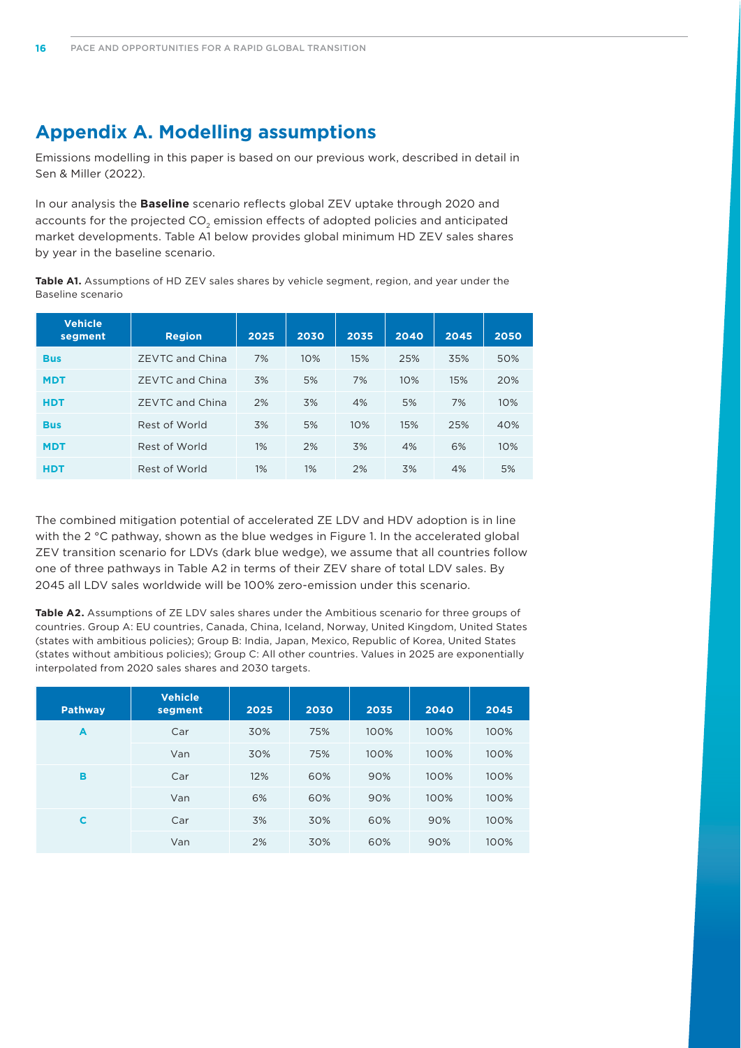# Appendix A. Modelling assumptions

Emissions modelling in this paper is based on our previous work, described in detail in Sen & Miller (2022).

In our analysis the **Baseline** scenario reflects global ZEV uptake through 2020 and accounts for the projected $CO_2$ emission effects of adopted policies and anticipated market developments. Table A1 below provides global minimum HD ZEV sales shares by year in the baseline scenario.

**Table A1.** Assumptions of HD ZEV sales shares by vehicle segment, region, and year under the Baseline scenario

| Vehicle segment | Region | 2025 | 2030 | 2035 | 2040 | 2045 | 2050 |
|---|---|---|---|---|---|---|---|
| **Bus** | ZEVTC and China | 7% | 10% | 15% | 25% | 35% | 50% |
| **MDT** | ZEVTC and China | 3% | 5% | 7% | 10% | 15% | 20% |
| **HDT** | ZEVTC and China | 2% | 3% | 4% | 5% | 7% | 10% |
| **Bus** | Rest of World | 3% | 5% | 10% | 15% | 25% | 40% |
| **MDT** | Rest of World | 1% | 2% | 3% | 4% | 6% | 10% |
| **HDT** | Rest of World | 1% | 1% | 2% | 3% | 4% | 5% |

The combined mitigation potential of accelerated ZE LDV and HDV adoption is in line with the 2 °C pathway, shown as the blue wedges in Figure 1. In the accelerated global ZEV transition scenario for LDVs (dark blue wedge), we assume that all countries follow one of three pathways in Table A2 in terms of their ZEV share of total LDV sales. By 2045 all LDV sales worldwide will be 100% zero-emission under this scenario.

**Table A2.** Assumptions of ZE LDV sales shares under the Ambitious scenario for three groups of countries. Group A: EU countries, Canada, China, Iceland, Norway, United Kingdom, United States (states with ambitious policies); Group B: India, Japan, Mexico, Republic of Korea, United States (states without ambitious policies); Group C: All other countries. Values in 2025 are exponentially interpolated from 2020 sales shares and 2030 targets.

| Pathway | Vehicle segment | 2025 | 2030 | 2035 | 2040 | 2045 |
|---|---|---|---|---|---|---|
| **A** | Car | 30% | 75% | 100% | 100% | 100% |
| | Van | 30% | 75% | 100% | 100% | 100% |
| **B** | Car | 12% | 60% | 90% | 100% | 100% |
| | Van | 6% | 60% | 90% | 100% | 100% |
| **C** | Car | 3% | 30% | 60% | 90% | 100% |
| | Van | 2% | 30% | 60% | 90% | 100% |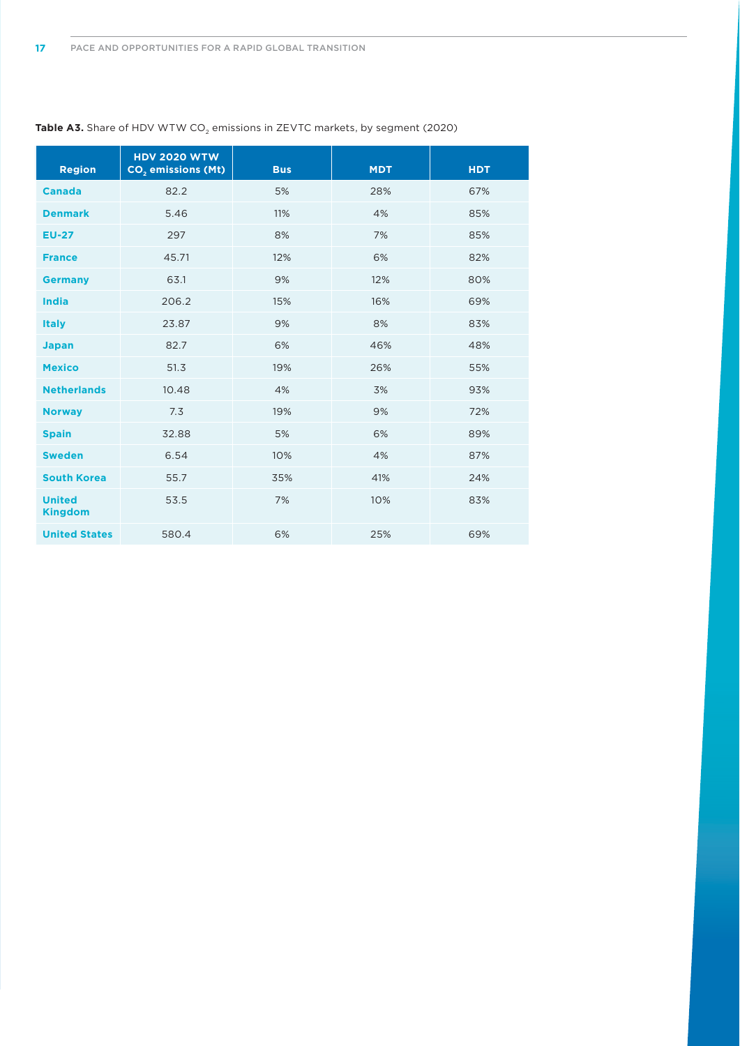**Table A3.** Share of HDV WTW $CO_2$ emissions in ZEVTC markets, by segment (2020)

| Region | HDV 2020 WTW $CO_2$ emissions (Mt) | Bus | MDT | HDT |
|---|---|---|---|---|
| Canada | 82.2 | 5% | 28% | 67% |
| Denmark | 5.46 | 11% | 4% | 85% |
| EU-27 | 297 | 8% | 7% | 85% |
| France | 45.71 | 12% | 6% | 82% |
| Germany | 63.1 | 9% | 12% | 80% |
| India | 206.2 | 15% | 16% | 69% |
| Italy | 23.87 | 9% | 8% | 83% |
| Japan | 82.7 | 6% | 46% | 48% |
| Mexico | 51.3 | 19% | 26% | 55% |
| Netherlands | 10.48 | 4% | 3% | 93% |
| Norway | 7.3 | 19% | 9% | 72% |
| Spain | 32.88 | 5% | 6% | 89% |
| Sweden | 6.54 | 10% | 4% | 87% |
| South Korea | 55.7 | 35% | 41% | 24% |
| United Kingdom | 53.5 | 7% | 10% | 83% |
| United States | 580.4 | 6% | 25% | 69% |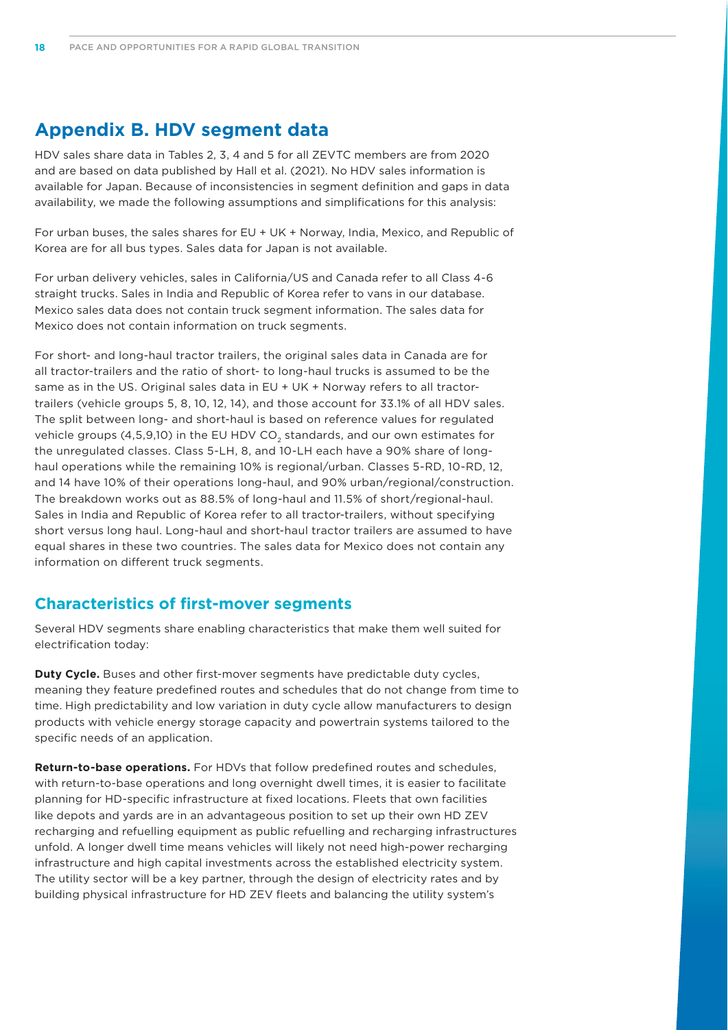## Appendix B. HDV segment data

HDV sales share data in Tables 2, 3, 4 and 5 for all ZEVTC members are from 2020 and are based on data published by Hall et al. (2021). No HDV sales information is available for Japan. Because of inconsistencies in segment definition and gaps in data availability, we made the following assumptions and simplifications for this analysis:

For urban buses, the sales shares for EU + UK + Norway, India, Mexico, and Republic of Korea are for all bus types. Sales data for Japan is not available.

For urban delivery vehicles, sales in California/US and Canada refer to all Class 4-6 straight trucks. Sales in India and Republic of Korea refer to vans in our database. Mexico sales data does not contain truck segment information. The sales data for Mexico does not contain information on truck segments.

For short- and long-haul tractor trailers, the original sales data in Canada are for all tractor-trailers and the ratio of short- to long-haul trucks is assumed to be the same as in the US. Original sales data in EU + UK + Norway refers to all tractor-trailers (vehicle groups 5, 8, 10, 12, 14), and those account for 33.1% of all HDV sales. The split between long- and short-haul is based on reference values for regulated vehicle groups (4,5,9,10) in the EU HDV $CO_2$ standards, and our own estimates for the unregulated classes. Class 5-LH, 8, and 10-LH each have a 90% share of long-haul operations while the remaining 10% is regional/urban. Classes 5-RD, 10-RD, 12, and 14 have 10% of their operations long-haul, and 90% urban/regional/construction. The breakdown works out as 88.5% of long-haul and 11.5% of short/regional-haul. Sales in India and Republic of Korea refer to all tractor-trailers, without specifying short versus long haul. Long-haul and short-haul tractor trailers are assumed to have equal shares in these two countries. The sales data for Mexico does not contain any information on different truck segments.

### Characteristics of first-mover segments

Several HDV segments share enabling characteristics that make them well suited for electrification today:

**Duty Cycle.** Buses and other first-mover segments have predictable duty cycles, meaning they feature predefined routes and schedules that do not change from time to time. High predictability and low variation in duty cycle allow manufacturers to design products with vehicle energy storage capacity and powertrain systems tailored to the specific needs of an application.

**Return-to-base operations.** For HDVs that follow predefined routes and schedules, with return-to-base operations and long overnight dwell times, it is easier to facilitate planning for HD-specific infrastructure at fixed locations. Fleets that own facilities like depots and yards are in an advantageous position to set up their own HD ZEV recharging and refuelling equipment as public refuelling and recharging infrastructures unfold. A longer dwell time means vehicles will likely not need high-power recharging infrastructure and high capital investments across the established electricity system. The utility sector will be a key partner, through the design of electricity rates and by building physical infrastructure for HD ZEV fleets and balancing the utility system's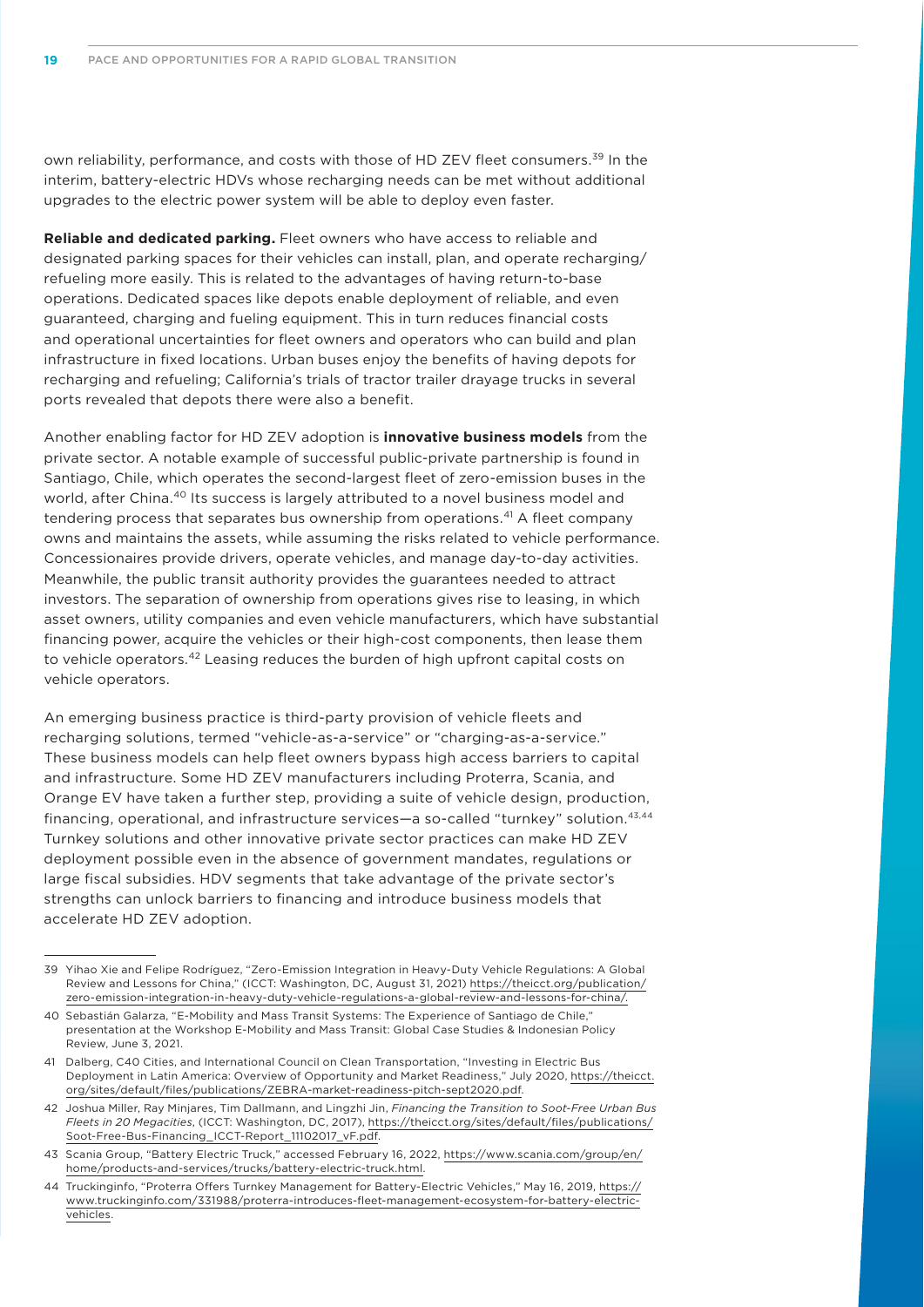own reliability, performance, and costs with those of HD ZEV fleet consumers.[39] In the interim, battery-electric HDVs whose recharging needs can be met without additional upgrades to the electric power system will be able to deploy even faster.

**Reliable and dedicated parking.** Fleet owners who have access to reliable and designated parking spaces for their vehicles can install, plan, and operate recharging/refueling more easily. This is related to the advantages of having return-to-base operations. Dedicated spaces like depots enable deployment of reliable, and even guaranteed, charging and fueling equipment. This in turn reduces financial costs and operational uncertainties for fleet owners and operators who can build and plan infrastructure in fixed locations. Urban buses enjoy the benefits of having depots for recharging and refueling; California's trials of tractor trailer drayage trucks in several ports revealed that depots there were also a benefit.

Another enabling factor for HD ZEV adoption is **innovative business models** from the private sector. A notable example of successful public-private partnership is found in Santiago, Chile, which operates the second-largest fleet of zero-emission buses in the world, after China.[40] Its success is largely attributed to a novel business model and tendering process that separates bus ownership from operations.[41] A fleet company owns and maintains the assets, while assuming the risks related to vehicle performance. Concessionaires provide drivers, operate vehicles, and manage day-to-day activities. Meanwhile, the public transit authority provides the guarantees needed to attract investors. The separation of ownership from operations gives rise to leasing, in which asset owners, utility companies and even vehicle manufacturers, which have substantial financing power, acquire the vehicles or their high-cost components, then lease them to vehicle operators.[42] Leasing reduces the burden of high upfront capital costs on vehicle operators.

An emerging business practice is third-party provision of vehicle fleets and recharging solutions, termed "vehicle-as-a-service" or "charging-as-a-service." These business models can help fleet owners bypass high access barriers to capital and infrastructure. Some HD ZEV manufacturers including Proterra, Scania, and Orange EV have taken a further step, providing a suite of vehicle design, production, financing, operational, and infrastructure services—a so-called "turnkey" solution.[43,44] Turnkey solutions and other innovative private sector practices can make HD ZEV deployment possible even in the absence of government mandates, regulations or large fiscal subsidies. HDV segments that take advantage of the private sector's strengths can unlock barriers to financing and introduce business models that accelerate HD ZEV adoption.

---

39 Yihao Xie and Felipe Rodríguez, "Zero-Emission Integration in Heavy-Duty Vehicle Regulations: A Global Review and Lessons for China," (ICCT: Washington, DC, August 31, 2021) https://theicct.org/publication/zero-emission-integration-in-heavy-duty-vehicle-regulations-a-global-review-and-lessons-for-china/.

40 Sebastián Galarza, "E-Mobility and Mass Transit Systems: The Experience of Santiago de Chile," presentation at the Workshop E-Mobility and Mass Transit: Global Case Studies & Indonesian Policy Review, June 3, 2021.

41 Dalberg, C40 Cities, and International Council on Clean Transportation, "Investing in Electric Bus Deployment in Latin America: Overview of Opportunity and Market Readiness," July 2020, https://theicct.org/sites/default/files/publications/ZEBRA-market-readiness-pitch-sept2020.pdf.

42 Joshua Miller, Ray Minjares, Tim Dallmann, and Lingzhi Jin, *Financing the Transition to Soot-Free Urban Bus Fleets in 20 Megacities*, (ICCT: Washington, DC, 2017), https://theicct.org/sites/default/files/publications/Soot-Free-Bus-Financing_ICCT-Report_11102017_vF.pdf.

43 Scania Group, "Battery Electric Truck," accessed February 16, 2022, https://www.scania.com/group/en/home/products-and-services/trucks/battery-electric-truck.html.

44 Truckinginfo, "Proterra Offers Turnkey Management for Battery-Electric Vehicles," May 16, 2019, https://www.truckinginfo.com/331988/proterra-introduces-fleet-management-ecosystem-for-battery-electric-vehicles.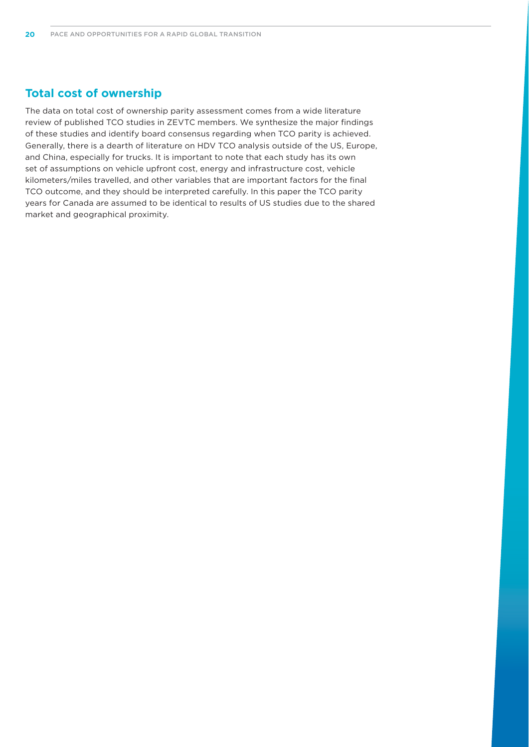## Total cost of ownership

The data on total cost of ownership parity assessment comes from a wide literature review of published TCO studies in ZEVTC members. We synthesize the major findings of these studies and identify board consensus regarding when TCO parity is achieved. Generally, there is a dearth of literature on HDV TCO analysis outside of the US, Europe, and China, especially for trucks. It is important to note that each study has its own set of assumptions on vehicle upfront cost, energy and infrastructure cost, vehicle kilometers/miles travelled, and other variables that are important factors for the final TCO outcome, and they should be interpreted carefully. In this paper the TCO parity years for Canada are assumed to be identical to results of US studies due to the shared market and geographical proximity.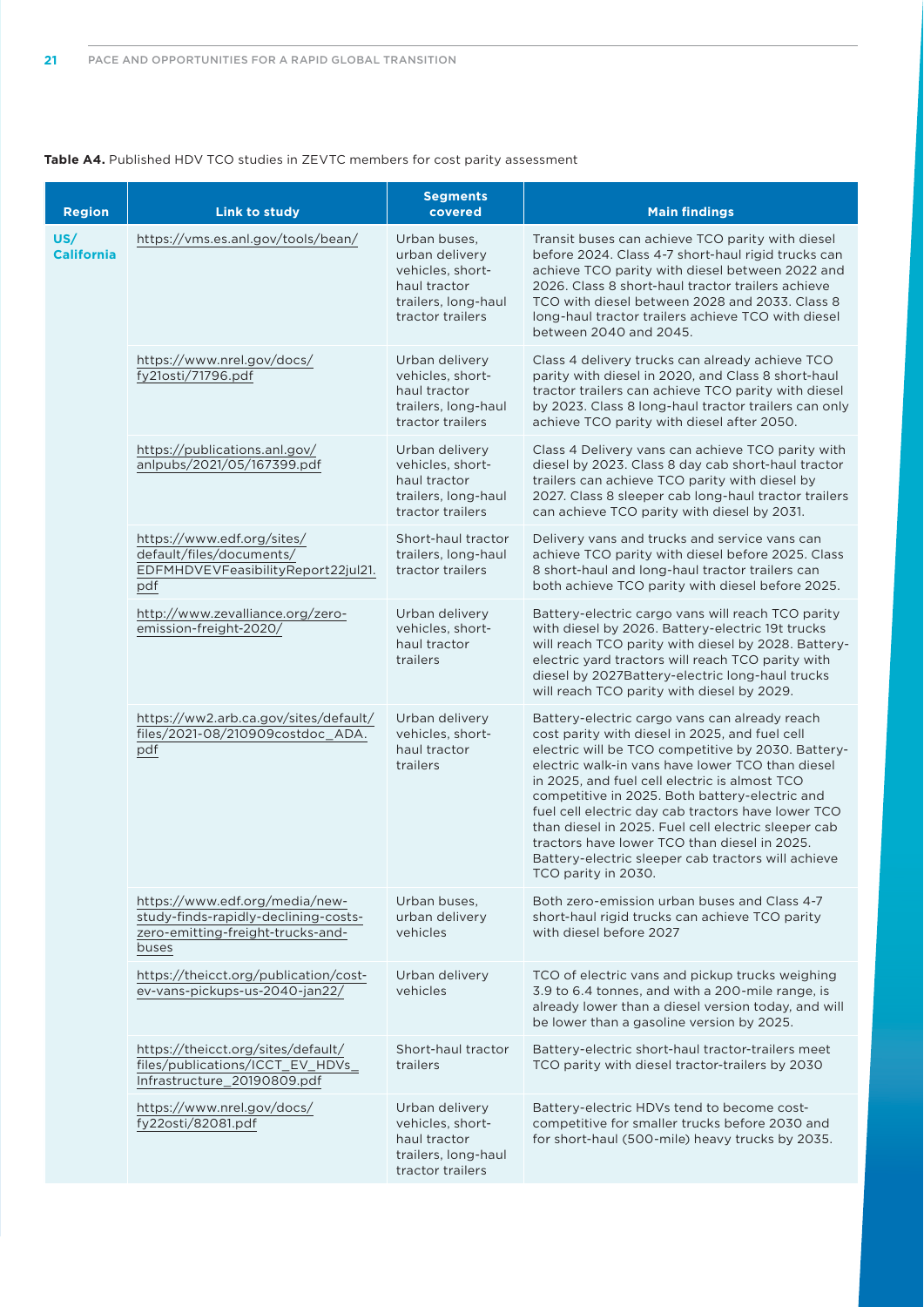**Table A4.** Published HDV TCO studies in ZEVTC members for cost parity assessment

| Region | Link to study | Segments covered | Main findings |
|---|---|---|---|
| US/ California | https://vms.es.anl.gov/tools/bean/ | Urban buses, urban delivery vehicles, short-haul tractor trailers, long-haul tractor trailers | Transit buses can achieve TCO parity with diesel before 2024. Class 4-7 short-haul rigid trucks can achieve TCO parity with diesel between 2022 and 2026. Class 8 short-haul tractor trailers achieve TCO with diesel between 2028 and 2033. Class 8 long-haul tractor trailers achieve TCO with diesel between 2040 and 2045. |
| | https://www.nrel.gov/docs/fy21osti/71796.pdf | Urban delivery vehicles, short-haul tractor trailers, long-haul tractor trailers | Class 4 delivery trucks can already achieve TCO parity with diesel in 2020, and Class 8 short-haul tractor trailers can achieve TCO parity with diesel by 2023. Class 8 long-haul tractor trailers can only achieve TCO parity with diesel after 2050. |
| | https://publications.anl.gov/anlpubs/2021/05/167399.pdf | Urban delivery vehicles, short-haul tractor trailers, long-haul tractor trailers | Class 4 Delivery vans can achieve TCO parity with diesel by 2023. Class 8 day cab short-haul tractor trailers can achieve TCO parity with diesel by 2027. Class 8 sleeper cab long-haul tractor trailers can achieve TCO parity with diesel by 2031. |
| | https://www.edf.org/sites/default/files/documents/EDFMHDVEVFeasibilityReport22jul21.pdf | Short-haul tractor trailers, long-haul tractor trailers | Delivery vans and trucks and service vans can achieve TCO parity with diesel before 2025. Class 8 short-haul and long-haul tractor trailers can both achieve TCO parity with diesel before 2025. |
| | http://www.zevalliance.org/zero-emission-freight-2020/ | Urban delivery vehicles, short-haul tractor trailers | Battery-electric cargo vans will reach TCO parity with diesel by 2026. Battery-electric 19t trucks will reach TCO parity with diesel by 2028. Battery-electric yard tractors will reach TCO parity with diesel by 2027Battery-electric long-haul trucks will reach TCO parity with diesel by 2029. |
| | https://ww2.arb.ca.gov/sites/default/files/2021-08/210909costdoc_ADA.pdf | Urban delivery vehicles, short-haul tractor trailers | Battery-electric cargo vans can already reach cost parity with diesel in 2025, and fuel cell electric will be TCO competitive by 2030. Battery-electric walk-in vans have lower TCO than diesel in 2025, and fuel cell electric is almost TCO competitive in 2025. Both battery-electric and fuel cell electric day cab tractors have lower TCO than diesel in 2025. Fuel cell electric sleeper cab tractors have lower TCO than diesel in 2025. Battery-electric sleeper cab tractors will achieve TCO parity in 2030. |
| | https://www.edf.org/media/new-study-finds-rapidly-declining-costs-zero-emitting-freight-trucks-and-buses | Urban buses, urban delivery vehicles | Both zero-emission urban buses and Class 4-7 short-haul rigid trucks can achieve TCO parity with diesel before 2027 |
| | https://theicct.org/publication/cost-ev-vans-pickups-us-2040-jan22/ | Urban delivery vehicles | TCO of electric vans and pickup trucks weighing 3.9 to 6.4 tonnes, and with a 200-mile range, is already lower than a diesel version today, and will be lower than a gasoline version by 2025. |
| | https://theicct.org/sites/default/files/publications/ICCT_EV_HDVs_Infrastructure_20190809.pdf | Short-haul tractor trailers | Battery-electric short-haul tractor-trailers meet TCO parity with diesel tractor-trailers by 2030 |
| | https://www.nrel.gov/docs/fy22osti/82081.pdf | Urban delivery vehicles, short-haul tractor trailers, long-haul tractor trailers | Battery-electric HDVs tend to become cost-competitive for smaller trucks before 2030 and for short-haul (500-mile) heavy trucks by 2035. |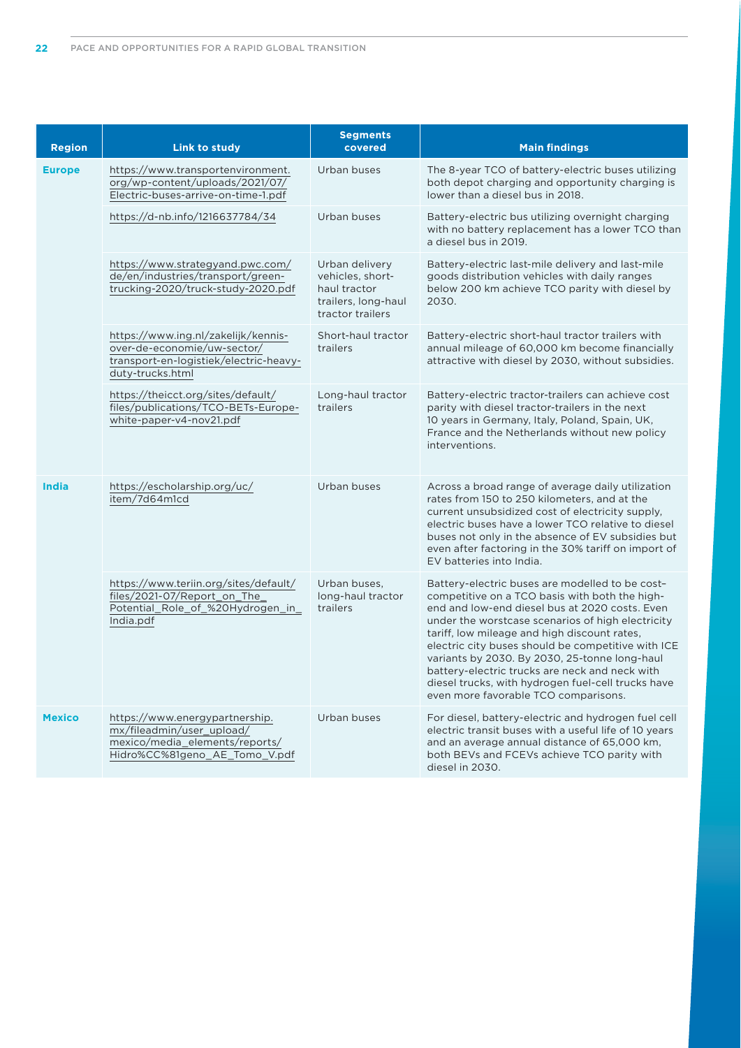| Region | Link to study | Segments covered | Main findings |
|---|---|---|---|
| **Europe** | https://www.transportenvironment.org/wp-content/uploads/2021/07/Electric-buses-arrive-on-time-1.pdf | Urban buses | The 8-year TCO of battery-electric buses utilizing both depot charging and opportunity charging is lower than a diesel bus in 2018. |
| | https://d-nb.info/1216637784/34 | Urban buses | Battery-electric bus utilizing overnight charging with no battery replacement has a lower TCO than a diesel bus in 2019. |
| | https://www.strategyand.pwc.com/de/en/industries/transport/green-trucking-2020/truck-study-2020.pdf | Urban delivery vehicles, short-haul tractor trailers, long-haul tractor trailers | Battery-electric last-mile delivery and last-mile goods distribution vehicles with daily ranges below 200 km achieve TCO parity with diesel by 2030. |
| | https://www.ing.nl/zakelijk/kennis-over-de-economie/uw-sector/transport-en-logistiek/electric-heavy-duty-trucks.html | Short-haul tractor trailers | Battery-electric short-haul tractor trailers with annual mileage of 60,000 km become financially attractive with diesel by 2030, without subsidies. |
| | https://theicct.org/sites/default/files/publications/TCO-BETs-Europe-white-paper-v4-nov21.pdf | Long-haul tractor trailers | Battery-electric tractor-trailers can achieve cost parity with diesel tractor-trailers in the next 10 years in Germany, Italy, Poland, Spain, UK, France and the Netherlands without new policy interventions. |
| **India** | https://escholarship.org/uc/item/7d64m1cd | Urban buses | Across a broad range of average daily utilization rates from 150 to 250 kilometers, and at the current unsubsidized cost of electricity supply, electric buses have a lower TCO relative to diesel buses not only in the absence of EV subsidies but even after factoring in the 30% tariff on import of EV batteries into India. |
| | https://www.teriin.org/sites/default/files/2021-07/Report_on_The_Potential_Role_of_%20Hydrogen_in_India.pdf | Urban buses, long-haul tractor trailers | Battery-electric buses are modelled to be cost-competitive on a TCO basis with both the high-end and low-end diesel bus at 2020 costs. Even under the worstcase scenarios of high electricity tariff, low mileage and high discount rates, electric city buses should be competitive with ICE variants by 2030. By 2030, 25-tonne long-haul battery-electric trucks are neck and neck with diesel trucks, with hydrogen fuel-cell trucks have even more favorable TCO comparisons. |
| **Mexico** | https://www.energypartnership.mx/fileadmin/user_upload/mexico/media_elements/reports/Hidro%CC%81geno_AE_Tomo_V.pdf | Urban buses | For diesel, battery-electric and hydrogen fuel cell electric transit buses with a useful life of 10 years and an average annual distance of 65,000 km, both BEVs and FCEVs achieve TCO parity with diesel in 2030. |